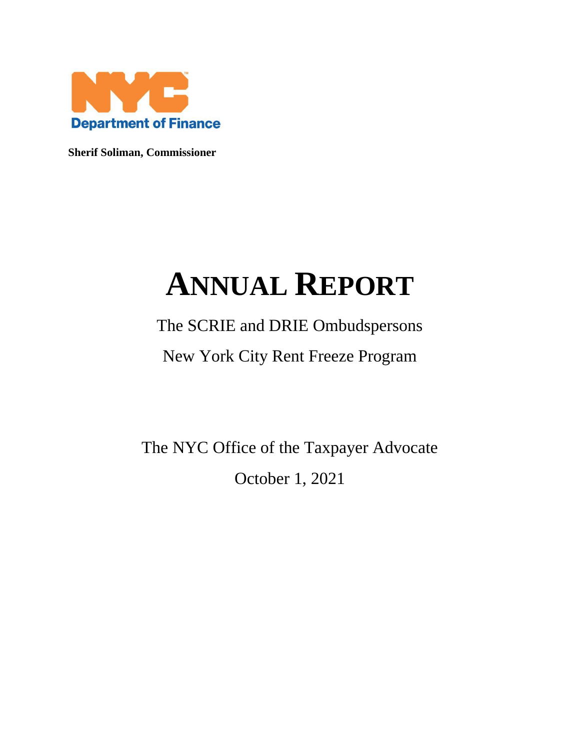NYC Department of Finance

**Sherif Soliman, Commissioner**

# ANNUAL REPORT

The SCRIE and DRIE Ombudspersons

New York City Rent Freeze Program

The NYC Office of the Taxpayer Advocate

October 1, 2021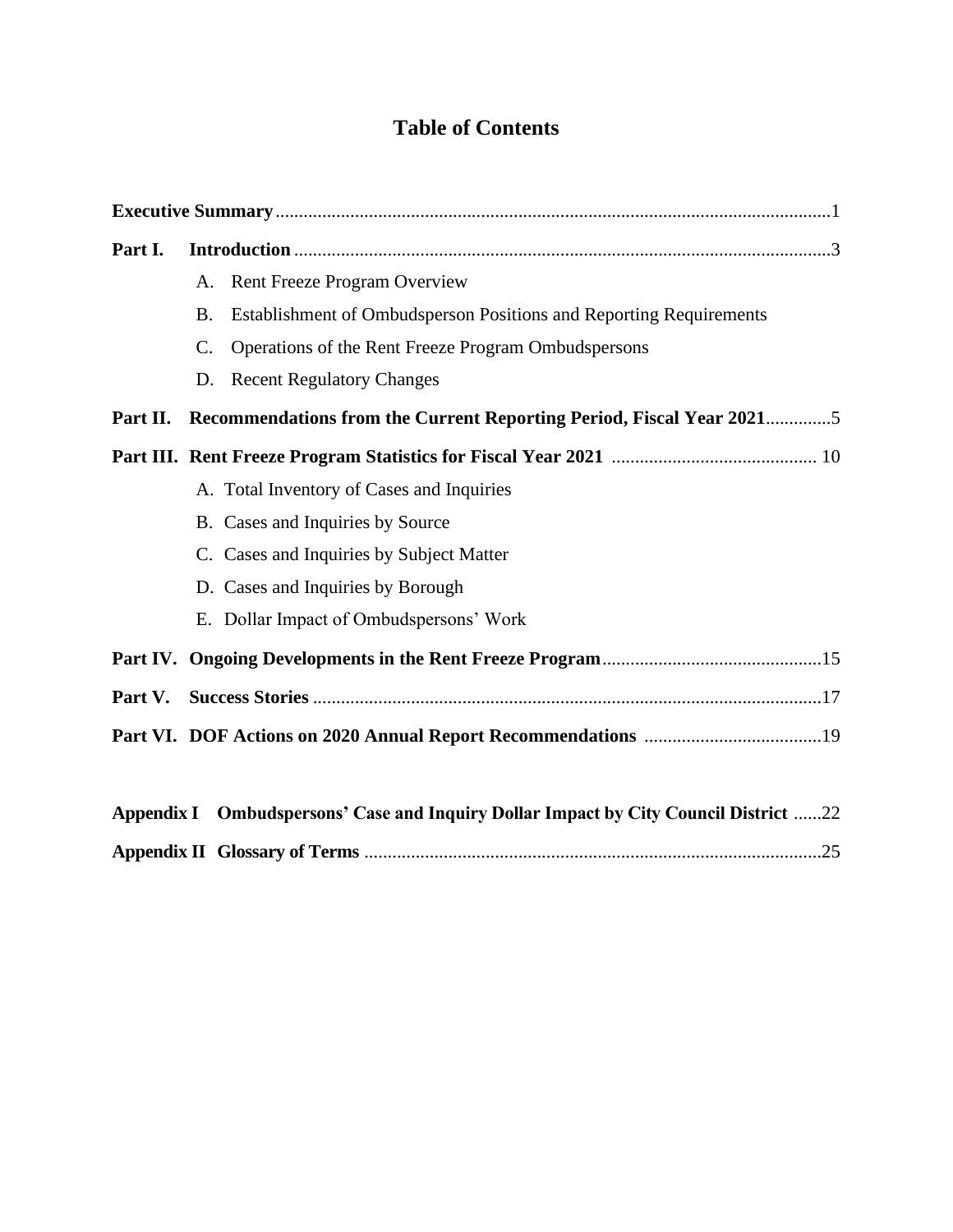# Table of Contents

**Executive Summary** ....................................................................................................................1

**Part I. Introduction** ..................................................................................................................3

- A. Rent Freeze Program Overview
- B. Establishment of Ombudsperson Positions and Reporting Requirements
- C. Operations of the Rent Freeze Program Ombudspersons
- D. Recent Regulatory Changes

**Part II. Recommendations from the Current Reporting Period, Fiscal Year 2021**.............5

**Part III. Rent Freeze Program Statistics for Fiscal Year 2021** ........................................... 10

- A. Total Inventory of Cases and Inquiries
- B. Cases and Inquiries by Source
- C. Cases and Inquiries by Subject Matter
- D. Cases and Inquiries by Borough
- E. Dollar Impact of Ombudspersons' Work

**Part IV. Ongoing Developments in the Rent Freeze Program**..............................................15

**Part V. Success Stories** ............................................................................................................17

**Part VI. DOF Actions on 2020 Annual Report Recommendations** .....................................19

**Appendix I Ombudspersons' Case and Inquiry Dollar Impact by City Council District** ......22

**Appendix II Glossary of Terms** .................................................................................................25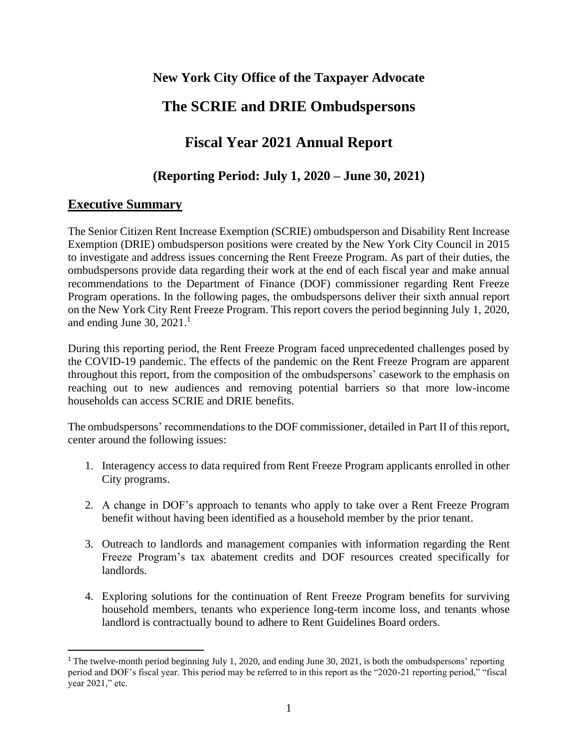**New York City Office of the Taxpayer Advocate**

# The SCRIE and DRIE Ombudspersons

# Fiscal Year 2021 Annual Report

### (Reporting Period: July 1, 2020 – June 30, 2021)

## Executive Summary

The Senior Citizen Rent Increase Exemption (SCRIE) ombudsperson and Disability Rent Increase Exemption (DRIE) ombudsperson positions were created by the New York City Council in 2015 to investigate and address issues concerning the Rent Freeze Program. As part of their duties, the ombudspersons provide data regarding their work at the end of each fiscal year and make annual recommendations to the Department of Finance (DOF) commissioner regarding Rent Freeze Program operations. In the following pages, the ombudspersons deliver their sixth annual report on the New York City Rent Freeze Program. This report covers the period beginning July 1, 2020, and ending June 30, 2021.[1]

During this reporting period, the Rent Freeze Program faced unprecedented challenges posed by the COVID-19 pandemic. The effects of the pandemic on the Rent Freeze Program are apparent throughout this report, from the composition of the ombudspersons' casework to the emphasis on reaching out to new audiences and removing potential barriers so that more low-income households can access SCRIE and DRIE benefits.

The ombudspersons' recommendations to the DOF commissioner, detailed in Part II of this report, center around the following issues:

1. Interagency access to data required from Rent Freeze Program applicants enrolled in other City programs.
2. A change in DOF's approach to tenants who apply to take over a Rent Freeze Program benefit without having been identified as a household member by the prior tenant.
3. Outreach to landlords and management companies with information regarding the Rent Freeze Program's tax abatement credits and DOF resources created specifically for landlords.
4. Exploring solutions for the continuation of Rent Freeze Program benefits for surviving household members, tenants who experience long-term income loss, and tenants whose landlord is contractually bound to adhere to Rent Guidelines Board orders.

---

[1] The twelve-month period beginning July 1, 2020, and ending June 30, 2021, is both the ombudspersons' reporting period and DOF's fiscal year. This period may be referred to in this report as the "2020-21 reporting period," "fiscal year 2021," etc.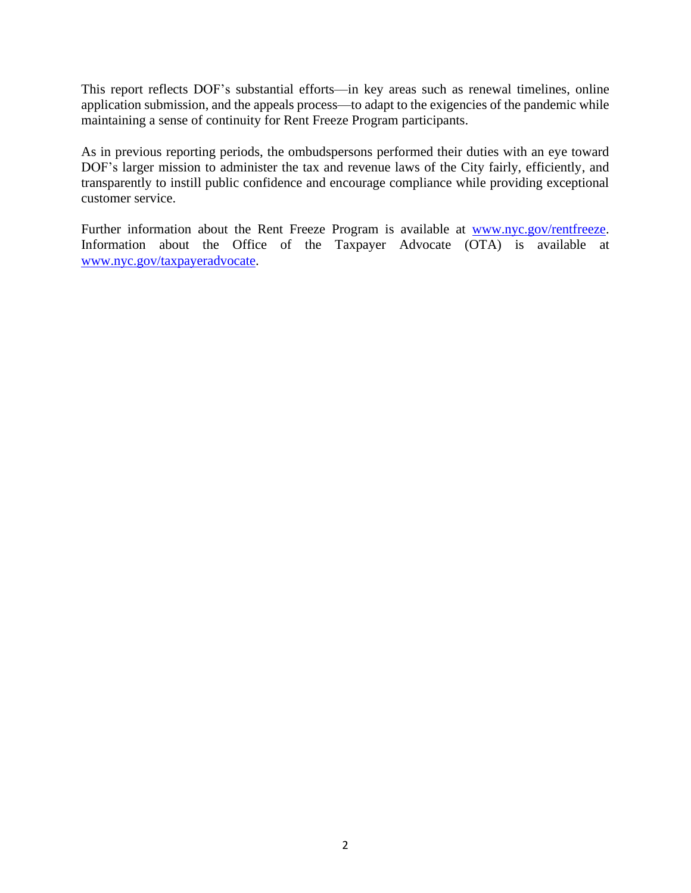This report reflects DOF's substantial efforts—in key areas such as renewal timelines, online application submission, and the appeals process—to adapt to the exigencies of the pandemic while maintaining a sense of continuity for Rent Freeze Program participants.

As in previous reporting periods, the ombudspersons performed their duties with an eye toward DOF's larger mission to administer the tax and revenue laws of the City fairly, efficiently, and transparently to instill public confidence and encourage compliance while providing exceptional customer service.

Further information about the Rent Freeze Program is available at [www.nyc.gov/rentfreeze](http://www.nyc.gov/rentfreeze). Information about the Office of the Taxpayer Advocate (OTA) is available at [www.nyc.gov/taxpayeradvocate](http://www.nyc.gov/taxpayeradvocate).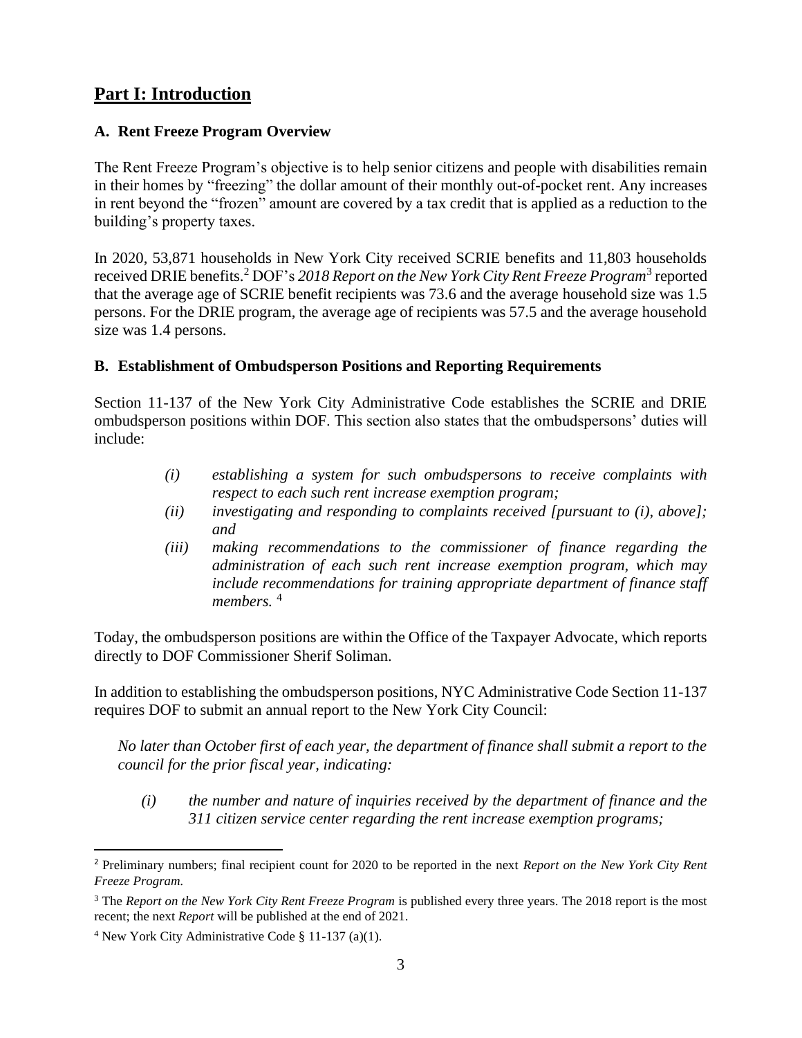## Part I: Introduction

### A. Rent Freeze Program Overview

The Rent Freeze Program's objective is to help senior citizens and people with disabilities remain in their homes by "freezing" the dollar amount of their monthly out-of-pocket rent. Any increases in rent beyond the "frozen" amount are covered by a tax credit that is applied as a reduction to the building's property taxes.

In 2020, 53,871 households in New York City received SCRIE benefits and 11,803 households received DRIE benefits.[2] DOF's *2018 Report on the New York City Rent Freeze Program*[3] reported that the average age of SCRIE benefit recipients was 73.6 and the average household size was 1.5 persons. For the DRIE program, the average age of recipients was 57.5 and the average household size was 1.4 persons.

### B. Establishment of Ombudsperson Positions and Reporting Requirements

Section 11-137 of the New York City Administrative Code establishes the SCRIE and DRIE ombudsperson positions within DOF. This section also states that the ombudspersons' duties will include:

> *(i) establishing a system for such ombudspersons to receive complaints with respect to each such rent increase exemption program;*
>
> *(ii) investigating and responding to complaints received [pursuant to (i), above]; and*
>
> *(iii) making recommendations to the commissioner of finance regarding the administration of each such rent increase exemption program, which may include recommendations for training appropriate department of finance staff members.* [4]

Today, the ombudsperson positions are within the Office of the Taxpayer Advocate, which reports directly to DOF Commissioner Sherif Soliman.

In addition to establishing the ombudsperson positions, NYC Administrative Code Section 11-137 requires DOF to submit an annual report to the New York City Council:

*No later than October first of each year, the department of finance shall submit a report to the council for the prior fiscal year, indicating:*

> *(i) the number and nature of inquiries received by the department of finance and the 311 citizen service center regarding the rent increase exemption programs;*

---

[2] Preliminary numbers; final recipient count for 2020 to be reported in the next *Report on the New York City Rent Freeze Program.*

[3] The *Report on the New York City Rent Freeze Program* is published every three years. The 2018 report is the most recent; the next *Report* will be published at the end of 2021.

[4] New York City Administrative Code § 11-137 (a)(1).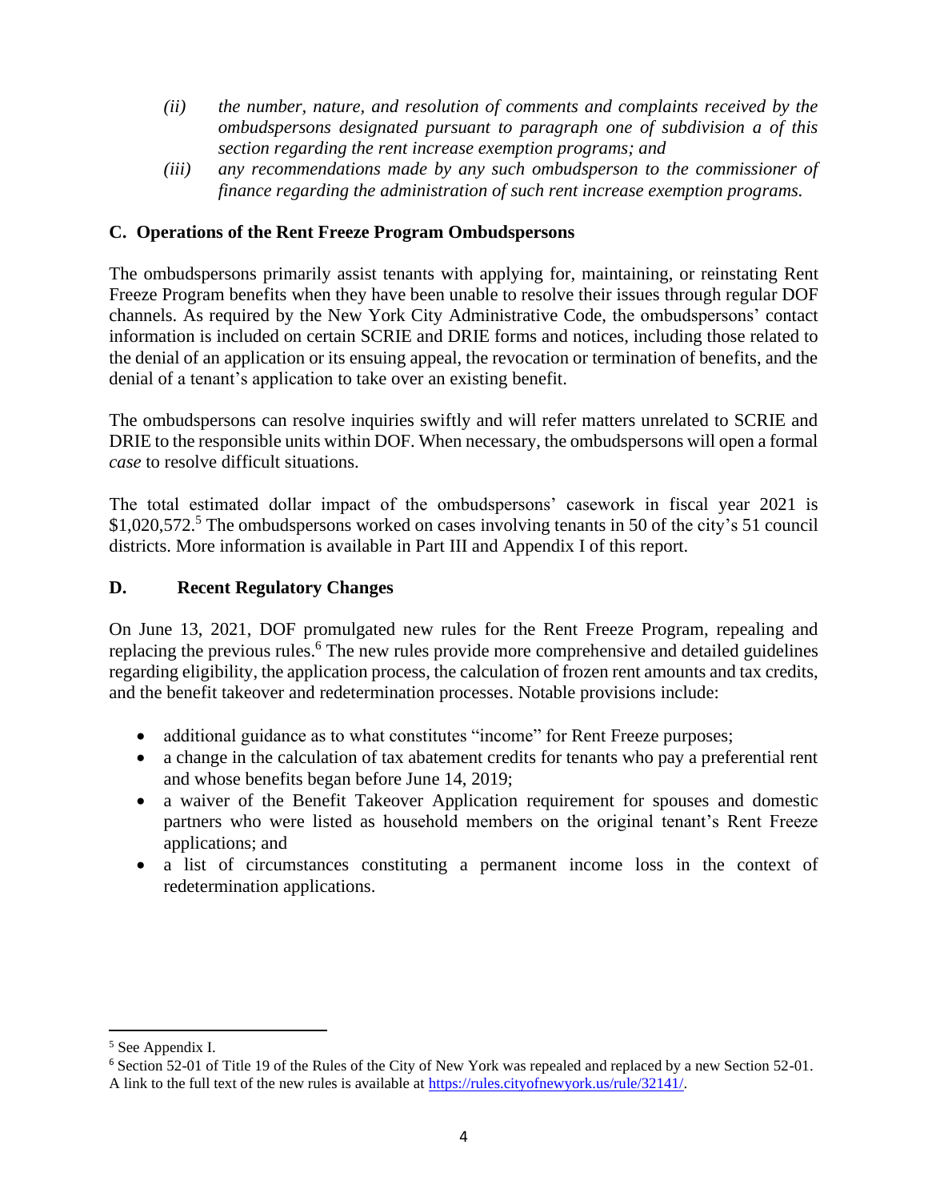*(ii) the number, nature, and resolution of comments and complaints received by the ombudspersons designated pursuant to paragraph one of subdivision a of this section regarding the rent increase exemption programs; and*

*(iii) any recommendations made by any such ombudsperson to the commissioner of finance regarding the administration of such rent increase exemption programs.*

### C. Operations of the Rent Freeze Program Ombudspersons

The ombudspersons primarily assist tenants with applying for, maintaining, or reinstating Rent Freeze Program benefits when they have been unable to resolve their issues through regular DOF channels. As required by the New York City Administrative Code, the ombudspersons' contact information is included on certain SCRIE and DRIE forms and notices, including those related to the denial of an application or its ensuing appeal, the revocation or termination of benefits, and the denial of a tenant's application to take over an existing benefit.

The ombudspersons can resolve inquiries swiftly and will refer matters unrelated to SCRIE and DRIE to the responsible units within DOF. When necessary, the ombudspersons will open a formal *case* to resolve difficult situations.

The total estimated dollar impact of the ombudspersons' casework in fiscal year 2021 is $1,020,572.[5] The ombudspersons worked on cases involving tenants in 50 of the city's 51 council districts. More information is available in Part III and Appendix I of this report.

### D. Recent Regulatory Changes

On June 13, 2021, DOF promulgated new rules for the Rent Freeze Program, repealing and replacing the previous rules.[6] The new rules provide more comprehensive and detailed guidelines regarding eligibility, the application process, the calculation of frozen rent amounts and tax credits, and the benefit takeover and redetermination processes. Notable provisions include:

- additional guidance as to what constitutes "income" for Rent Freeze purposes;
- a change in the calculation of tax abatement credits for tenants who pay a preferential rent and whose benefits began before June 14, 2019;
- a waiver of the Benefit Takeover Application requirement for spouses and domestic partners who were listed as household members on the original tenant's Rent Freeze applications; and
- a list of circumstances constituting a permanent income loss in the context of redetermination applications.

---

[5] See Appendix I.

[6] Section 52-01 of Title 19 of the Rules of the City of New York was repealed and replaced by a new Section 52-01. A link to the full text of the new rules is available at https://rules.cityofnewyork.us/rule/32141/.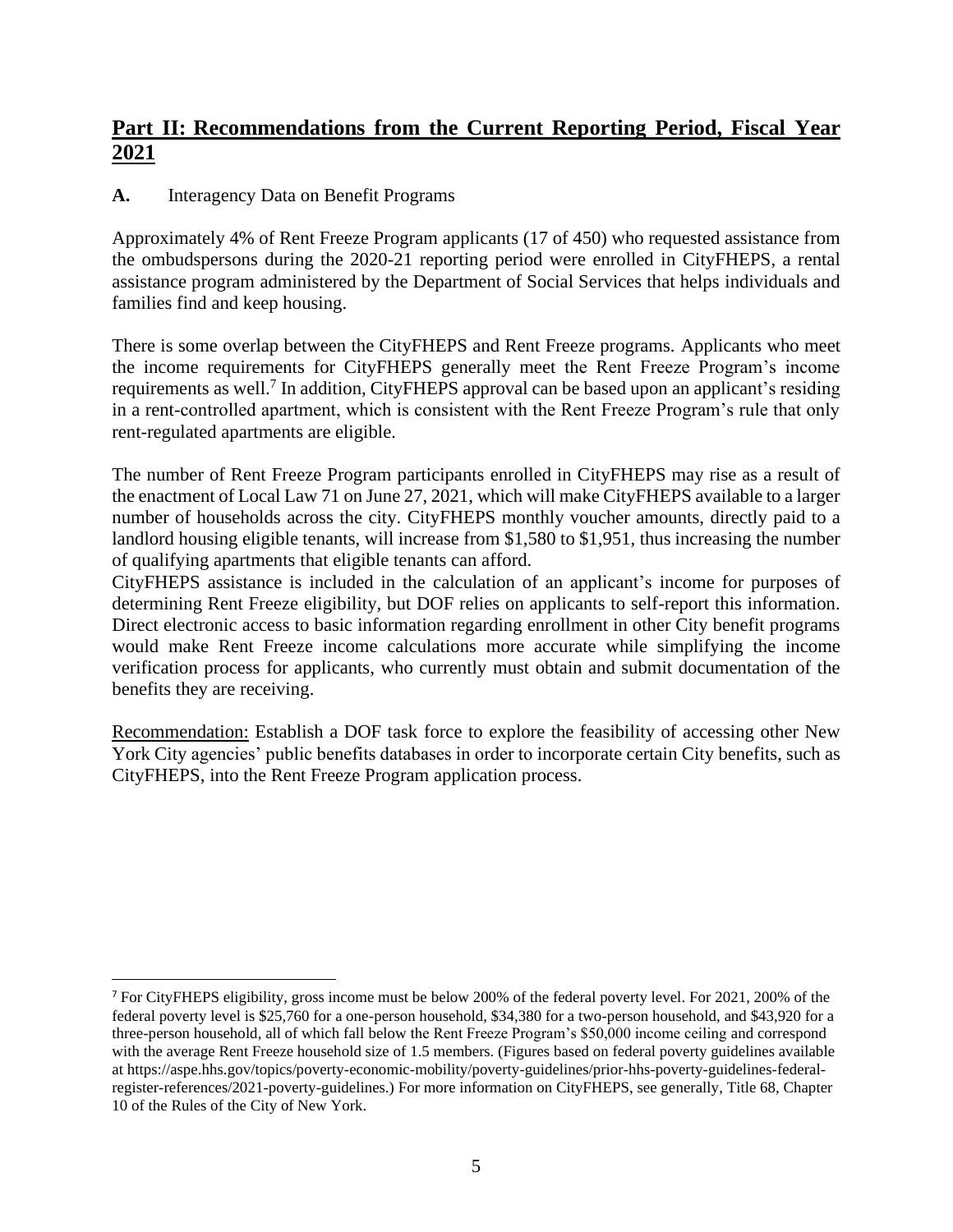## Part II: Recommendations from the Current Reporting Period, Fiscal Year 2021

**A.** Interagency Data on Benefit Programs

Approximately 4% of Rent Freeze Program applicants (17 of 450) who requested assistance from the ombudspersons during the 2020-21 reporting period were enrolled in CityFHEPS, a rental assistance program administered by the Department of Social Services that helps individuals and families find and keep housing.

There is some overlap between the CityFHEPS and Rent Freeze programs. Applicants who meet the income requirements for CityFHEPS generally meet the Rent Freeze Program's income requirements as well.[7] In addition, CityFHEPS approval can be based upon an applicant's residing in a rent-controlled apartment, which is consistent with the Rent Freeze Program's rule that only rent-regulated apartments are eligible.

The number of Rent Freeze Program participants enrolled in CityFHEPS may rise as a result of the enactment of Local Law 71 on June 27, 2021, which will make CityFHEPS available to a larger number of households across the city. CityFHEPS monthly voucher amounts, directly paid to a landlord housing eligible tenants, will increase from $1,580 to $1,951, thus increasing the number of qualifying apartments that eligible tenants can afford.

CityFHEPS assistance is included in the calculation of an applicant's income for purposes of determining Rent Freeze eligibility, but DOF relies on applicants to self-report this information. Direct electronic access to basic information regarding enrollment in other City benefit programs would make Rent Freeze income calculations more accurate while simplifying the income verification process for applicants, who currently must obtain and submit documentation of the benefits they are receiving.

Recommendation: Establish a DOF task force to explore the feasibility of accessing other New York City agencies' public benefits databases in order to incorporate certain City benefits, such as CityFHEPS, into the Rent Freeze Program application process.

[7] For CityFHEPS eligibility, gross income must be below 200% of the federal poverty level. For 2021, 200% of the federal poverty level is $25,760 for a one-person household, $34,380 for a two-person household, and $43,920 for a three-person household, all of which fall below the Rent Freeze Program's $50,000 income ceiling and correspond with the average Rent Freeze household size of 1.5 members. (Figures based on federal poverty guidelines available at https://aspe.hhs.gov/topics/poverty-economic-mobility/poverty-guidelines/prior-hhs-poverty-guidelines-federal-register-references/2021-poverty-guidelines.) For more information on CityFHEPS, see generally, Title 68, Chapter 10 of the Rules of the City of New York.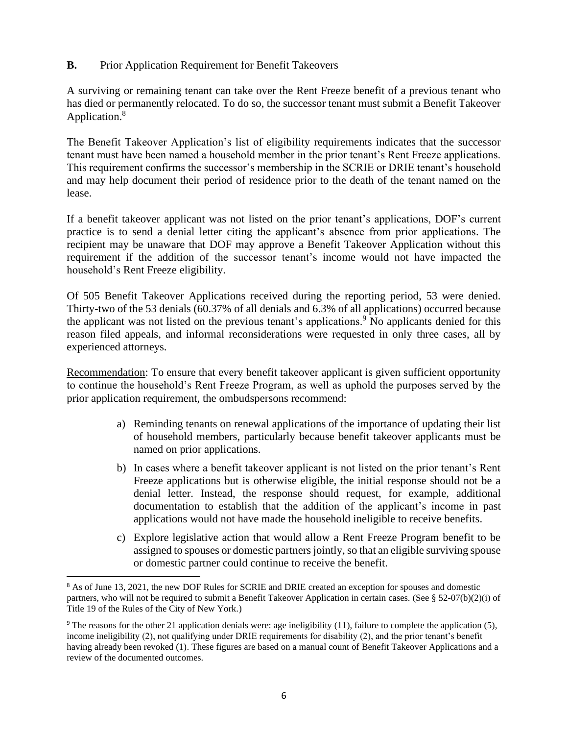**B.** Prior Application Requirement for Benefit Takeovers

A surviving or remaining tenant can take over the Rent Freeze benefit of a previous tenant who has died or permanently relocated. To do so, the successor tenant must submit a Benefit Takeover Application.[8]

The Benefit Takeover Application's list of eligibility requirements indicates that the successor tenant must have been named a household member in the prior tenant's Rent Freeze applications. This requirement confirms the successor's membership in the SCRIE or DRIE tenant's household and may help document their period of residence prior to the death of the tenant named on the lease.

If a benefit takeover applicant was not listed on the prior tenant's applications, DOF's current practice is to send a denial letter citing the applicant's absence from prior applications. The recipient may be unaware that DOF may approve a Benefit Takeover Application without this requirement if the addition of the successor tenant's income would not have impacted the household's Rent Freeze eligibility.

Of 505 Benefit Takeover Applications received during the reporting period, 53 were denied. Thirty-two of the 53 denials (60.37% of all denials and 6.3% of all applications) occurred because the applicant was not listed on the previous tenant's applications.[9] No applicants denied for this reason filed appeals, and informal reconsiderations were requested in only three cases, all by experienced attorneys.

Recommendation: To ensure that every benefit takeover applicant is given sufficient opportunity to continue the household's Rent Freeze Program, as well as uphold the purposes served by the prior application requirement, the ombudspersons recommend:

a) Reminding tenants on renewal applications of the importance of updating their list of household members, particularly because benefit takeover applicants must be named on prior applications.

b) In cases where a benefit takeover applicant is not listed on the prior tenant's Rent Freeze applications but is otherwise eligible, the initial response should not be a denial letter. Instead, the response should request, for example, additional documentation to establish that the addition of the applicant's income in past applications would not have made the household ineligible to receive benefits.

c) Explore legislative action that would allow a Rent Freeze Program benefit to be assigned to spouses or domestic partners jointly, so that an eligible surviving spouse or domestic partner could continue to receive the benefit.

---

[8] As of June 13, 2021, the new DOF Rules for SCRIE and DRIE created an exception for spouses and domestic partners, who will not be required to submit a Benefit Takeover Application in certain cases. (See § 52-07(b)(2)(i) of Title 19 of the Rules of the City of New York.)

[9] The reasons for the other 21 application denials were: age ineligibility (11), failure to complete the application (5), income ineligibility (2), not qualifying under DRIE requirements for disability (2), and the prior tenant's benefit having already been revoked (1). These figures are based on a manual count of Benefit Takeover Applications and a review of the documented outcomes.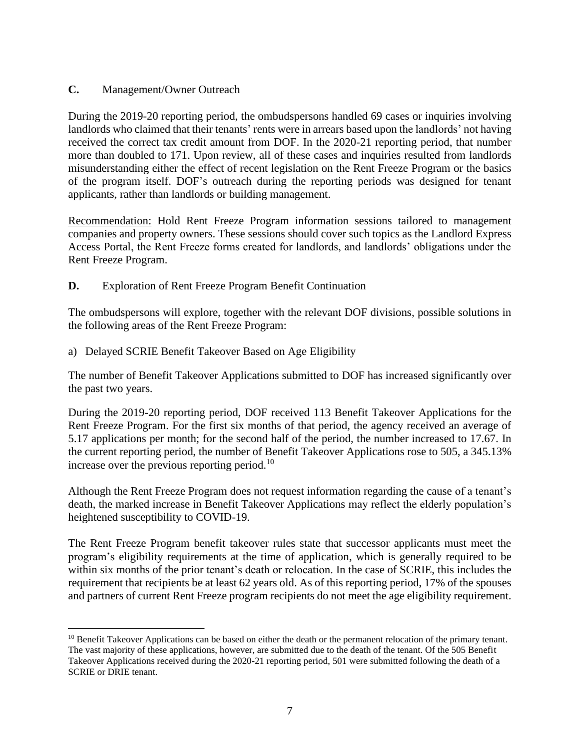**C.** Management/Owner Outreach

During the 2019-20 reporting period, the ombudspersons handled 69 cases or inquiries involving landlords who claimed that their tenants' rents were in arrears based upon the landlords' not having received the correct tax credit amount from DOF. In the 2020-21 reporting period, that number more than doubled to 171. Upon review, all of these cases and inquiries resulted from landlords misunderstanding either the effect of recent legislation on the Rent Freeze Program or the basics of the program itself. DOF's outreach during the reporting periods was designed for tenant applicants, rather than landlords or building management.

Recommendation: Hold Rent Freeze Program information sessions tailored to management companies and property owners. These sessions should cover such topics as the Landlord Express Access Portal, the Rent Freeze forms created for landlords, and landlords' obligations under the Rent Freeze Program.

**D.** Exploration of Rent Freeze Program Benefit Continuation

The ombudspersons will explore, together with the relevant DOF divisions, possible solutions in the following areas of the Rent Freeze Program:

a) Delayed SCRIE Benefit Takeover Based on Age Eligibility

The number of Benefit Takeover Applications submitted to DOF has increased significantly over the past two years.

During the 2019-20 reporting period, DOF received 113 Benefit Takeover Applications for the Rent Freeze Program. For the first six months of that period, the agency received an average of 5.17 applications per month; for the second half of the period, the number increased to 17.67. In the current reporting period, the number of Benefit Takeover Applications rose to 505, a 345.13% increase over the previous reporting period.[10]

Although the Rent Freeze Program does not request information regarding the cause of a tenant's death, the marked increase in Benefit Takeover Applications may reflect the elderly population's heightened susceptibility to COVID-19.

The Rent Freeze Program benefit takeover rules state that successor applicants must meet the program's eligibility requirements at the time of application, which is generally required to be within six months of the prior tenant's death or relocation. In the case of SCRIE, this includes the requirement that recipients be at least 62 years old. As of this reporting period, 17% of the spouses and partners of current Rent Freeze program recipients do not meet the age eligibility requirement.

[10] Benefit Takeover Applications can be based on either the death or the permanent relocation of the primary tenant. The vast majority of these applications, however, are submitted due to the death of the tenant. Of the 505 Benefit Takeover Applications received during the 2020-21 reporting period, 501 were submitted following the death of a SCRIE or DRIE tenant.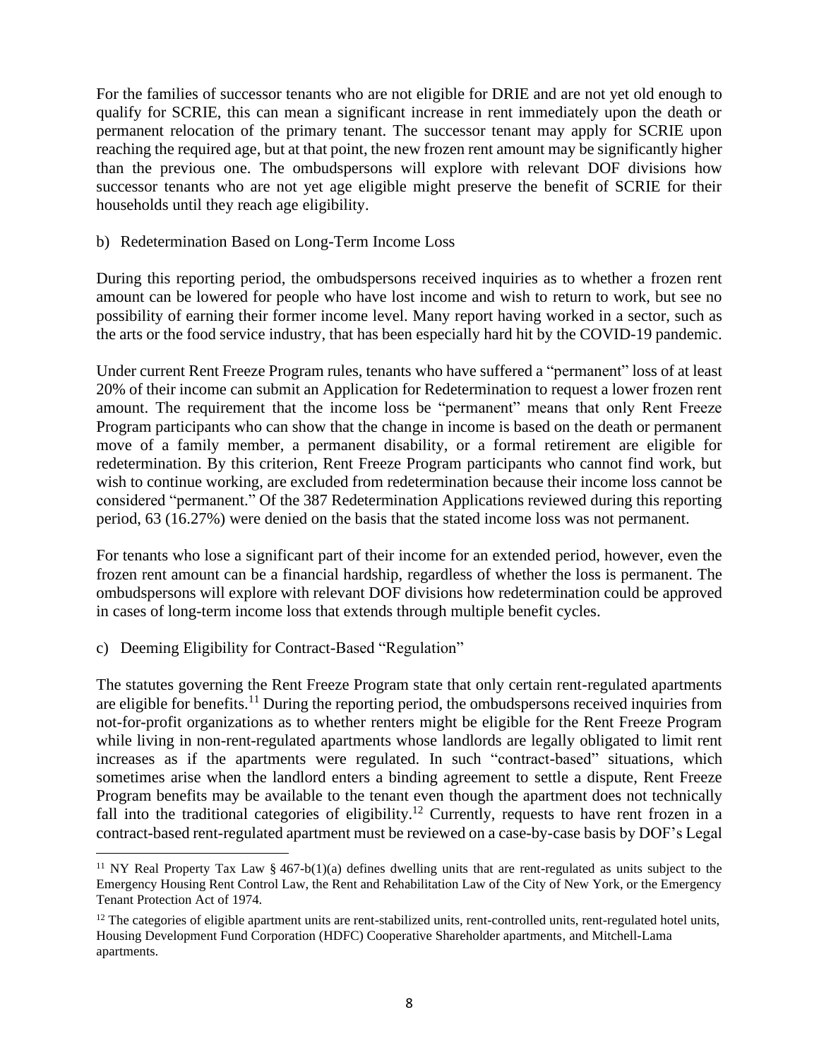For the families of successor tenants who are not eligible for DRIE and are not yet old enough to qualify for SCRIE, this can mean a significant increase in rent immediately upon the death or permanent relocation of the primary tenant. The successor tenant may apply for SCRIE upon reaching the required age, but at that point, the new frozen rent amount may be significantly higher than the previous one. The ombudspersons will explore with relevant DOF divisions how successor tenants who are not yet age eligible might preserve the benefit of SCRIE for their households until they reach age eligibility.

b) Redetermination Based on Long-Term Income Loss

During this reporting period, the ombudspersons received inquiries as to whether a frozen rent amount can be lowered for people who have lost income and wish to return to work, but see no possibility of earning their former income level. Many report having worked in a sector, such as the arts or the food service industry, that has been especially hard hit by the COVID-19 pandemic.

Under current Rent Freeze Program rules, tenants who have suffered a "permanent" loss of at least 20% of their income can submit an Application for Redetermination to request a lower frozen rent amount. The requirement that the income loss be "permanent" means that only Rent Freeze Program participants who can show that the change in income is based on the death or permanent move of a family member, a permanent disability, or a formal retirement are eligible for redetermination. By this criterion, Rent Freeze Program participants who cannot find work, but wish to continue working, are excluded from redetermination because their income loss cannot be considered "permanent." Of the 387 Redetermination Applications reviewed during this reporting period, 63 (16.27%) were denied on the basis that the stated income loss was not permanent.

For tenants who lose a significant part of their income for an extended period, however, even the frozen rent amount can be a financial hardship, regardless of whether the loss is permanent. The ombudspersons will explore with relevant DOF divisions how redetermination could be approved in cases of long-term income loss that extends through multiple benefit cycles.

c) Deeming Eligibility for Contract-Based "Regulation"

The statutes governing the Rent Freeze Program state that only certain rent-regulated apartments are eligible for benefits.[11] During the reporting period, the ombudspersons received inquiries from not-for-profit organizations as to whether renters might be eligible for the Rent Freeze Program while living in non-rent-regulated apartments whose landlords are legally obligated to limit rent increases as if the apartments were regulated. In such "contract-based" situations, which sometimes arise when the landlord enters a binding agreement to settle a dispute, Rent Freeze Program benefits may be available to the tenant even though the apartment does not technically fall into the traditional categories of eligibility.[12] Currently, requests to have rent frozen in a contract-based rent-regulated apartment must be reviewed on a case-by-case basis by DOF's Legal

[11] NY Real Property Tax Law § 467-b(1)(a) defines dwelling units that are rent-regulated as units subject to the Emergency Housing Rent Control Law, the Rent and Rehabilitation Law of the City of New York, or the Emergency Tenant Protection Act of 1974.

[12] The categories of eligible apartment units are rent-stabilized units, rent-controlled units, rent-regulated hotel units, Housing Development Fund Corporation (HDFC) Cooperative Shareholder apartments, and Mitchell-Lama apartments.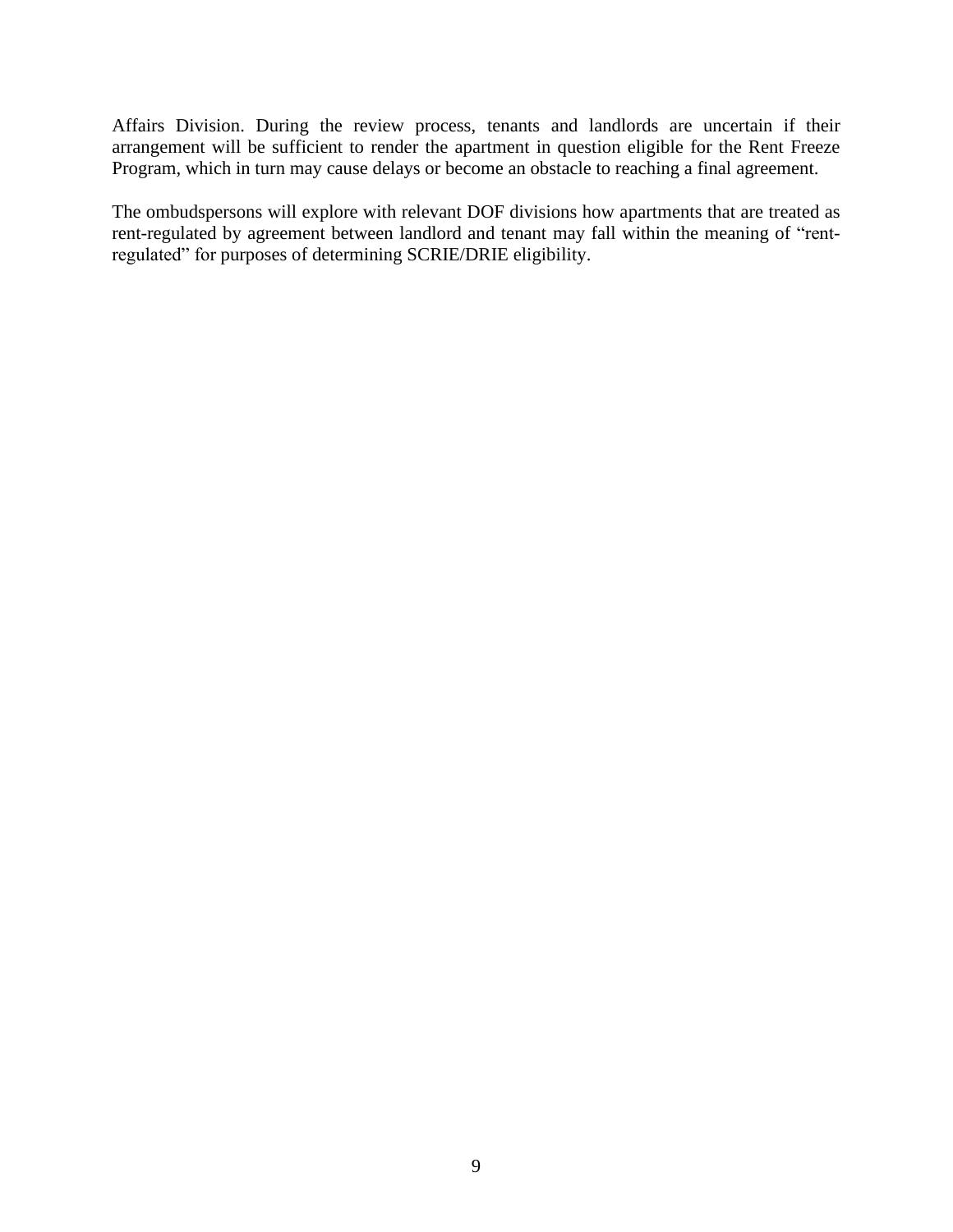Affairs Division. During the review process, tenants and landlords are uncertain if their arrangement will be sufficient to render the apartment in question eligible for the Rent Freeze Program, which in turn may cause delays or become an obstacle to reaching a final agreement.

The ombudspersons will explore with relevant DOF divisions how apartments that are treated as rent-regulated by agreement between landlord and tenant may fall within the meaning of "rent-regulated" for purposes of determining SCRIE/DRIE eligibility.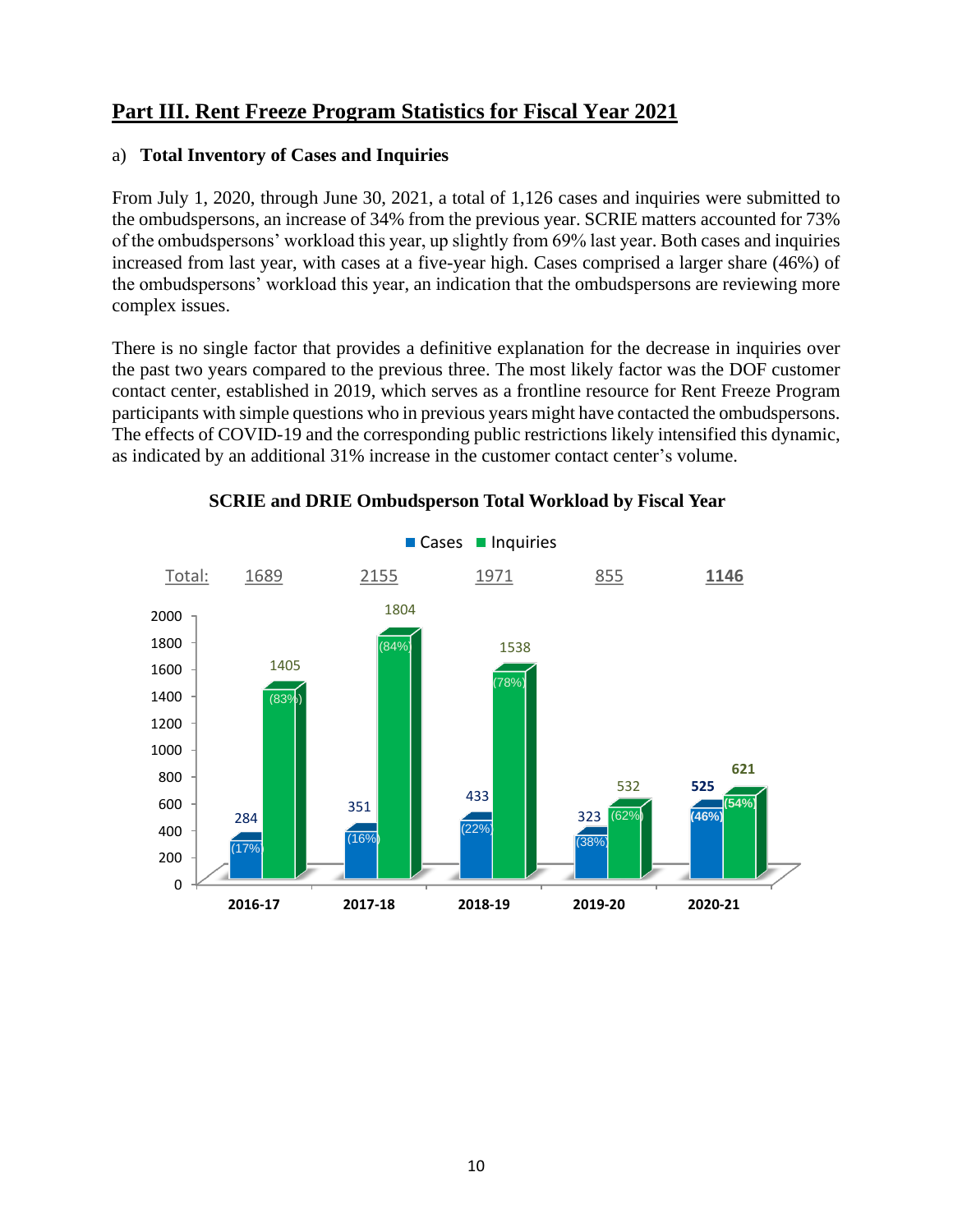## Part III. Rent Freeze Program Statistics for Fiscal Year 2021

### a) Total Inventory of Cases and Inquiries

From July 1, 2020, through June 30, 2021, a total of 1,126 cases and inquiries were submitted to the ombudspersons, an increase of 34% from the previous year. SCRIE matters accounted for 73% of the ombudspersons' workload this year, up slightly from 69% last year. Both cases and inquiries increased from last year, with cases at a five-year high. Cases comprised a larger share (46%) of the ombudspersons' workload this year, an indication that the ombudspersons are reviewing more complex issues.

There is no single factor that provides a definitive explanation for the decrease in inquiries over the past two years compared to the previous three. The most likely factor was the DOF customer contact center, established in 2019, which serves as a frontline resource for Rent Freeze Program participants with simple questions who in previous years might have contacted the ombudspersons. The effects of COVID-19 and the corresponding public restrictions likely intensified this dynamic, as indicated by an additional 31% increase in the customer contact center's volume.

**SCRIE and DRIE Ombudsperson Total Workload by Fiscal Year**

| Fiscal Year | Cases | Inquiries | Total |
|---|---|---|---|
| 2016-17 | 284 (17%) | 1405 (83%) | 1689 |
| 2017-18 | 351 (16%) | 1804 (84%) | 2155 |
| 2018-19 | 433 (22%) | 1538 (78%) | 1971 |
| 2019-20 | 323 (38%) | 532 (62%) | 855 |
| 2020-21 | 525 (46%) | 621 (54%) | 1146 |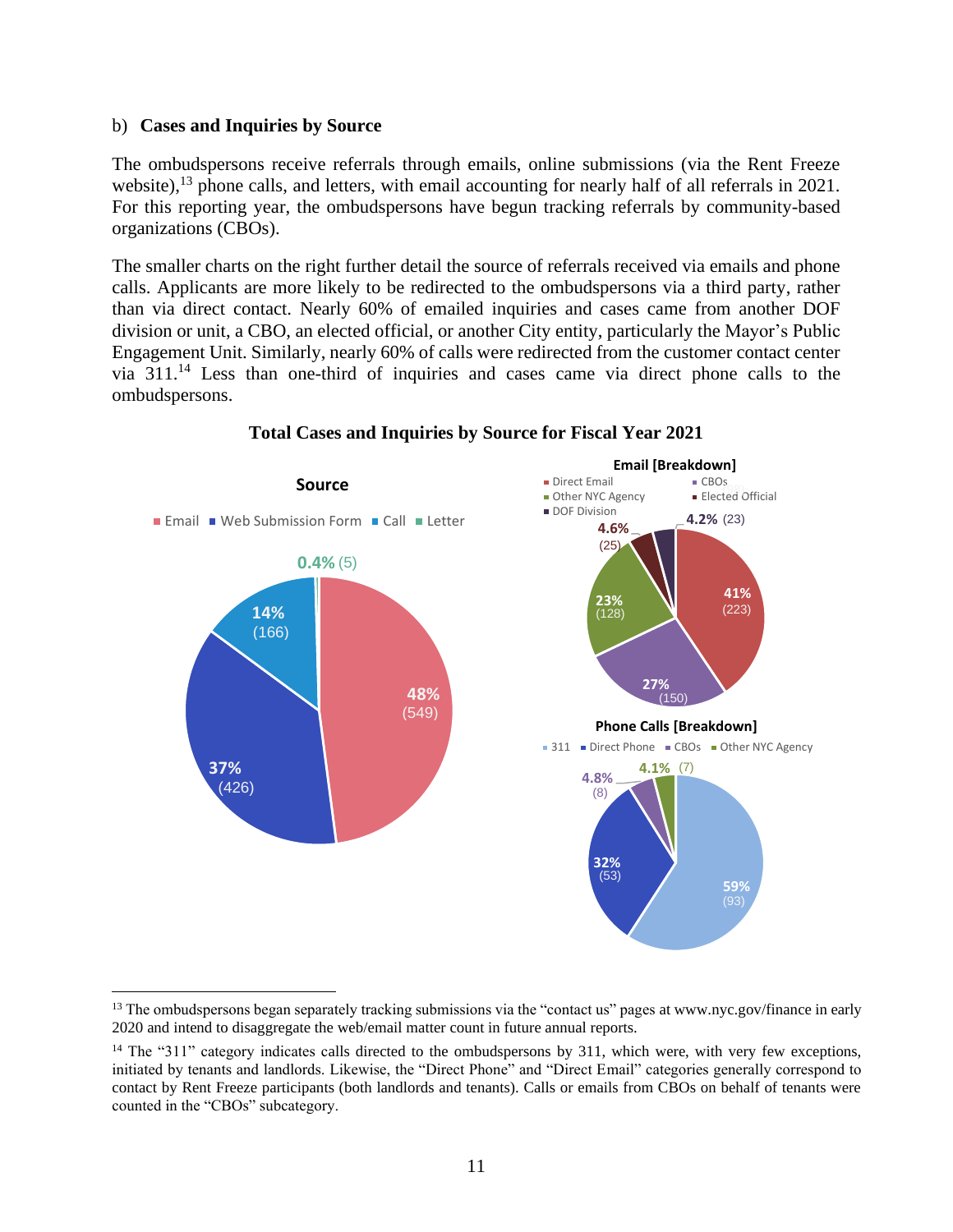b) **Cases and Inquiries by Source**

The ombudspersons receive referrals through emails, online submissions (via the Rent Freeze website),[13] phone calls, and letters, with email accounting for nearly half of all referrals in 2021. For this reporting year, the ombudspersons have begun tracking referrals by community-based organizations (CBOs).

The smaller charts on the right further detail the source of referrals received via emails and phone calls. Applicants are more likely to be redirected to the ombudspersons via a third party, rather than via direct contact. Nearly 60% of emailed inquiries and cases came from another DOF division or unit, a CBO, an elected official, or another City entity, particularly the Mayor's Public Engagement Unit. Similarly, nearly 60% of calls were redirected from the customer contact center via 311.[14] Less than one-third of inquiries and cases came via direct phone calls to the ombudspersons.

**Total Cases and Inquiries by Source for Fiscal Year 2021**

**Source**

| Source | Percent | Count |
|---|---|---|
| Email | 48% | 549 |
| Web Submission Form | 37% | 426 |
| Call | 14% | 166 |
| Letter | 0.4% | 5 |

**Email [Breakdown]**

| Source | Percent | Count |
|---|---|---|
| Direct Email | 41% | 223 |
| CBOs | 27% | 150 |
| Other NYC Agency | 23% | 128 |
| Elected Official | 4.6% | 25 |
| DOF Division | 4.2% | 23 |

**Phone Calls [Breakdown]**

| Source | Percent | Count |
|---|---|---|
| 311 | 59% | 93 |
| Direct Phone | 32% | 53 |
| CBOs | 4.8% | 8 |
| Other NYC Agency | 4.1% | 7 |

---

[13] The ombudspersons began separately tracking submissions via the "contact us" pages at www.nyc.gov/finance in early 2020 and intend to disaggregate the web/email matter count in future annual reports.

[14] The "311" category indicates calls directed to the ombudspersons by 311, which were, with very few exceptions, initiated by tenants and landlords. Likewise, the "Direct Phone" and "Direct Email" categories generally correspond to contact by Rent Freeze participants (both landlords and tenants). Calls or emails from CBOs on behalf of tenants were counted in the "CBOs" subcategory.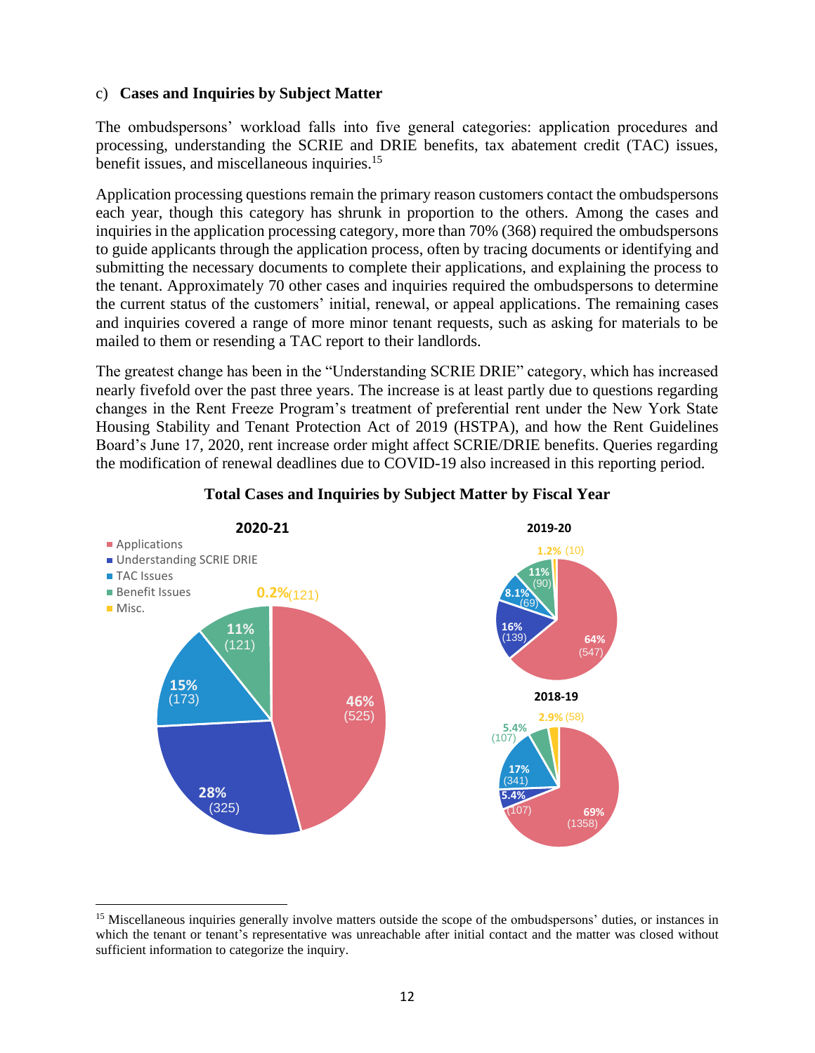c) **Cases and Inquiries by Subject Matter**

The ombudspersons' workload falls into five general categories: application procedures and processing, understanding the SCRIE and DRIE benefits, tax abatement credit (TAC) issues, benefit issues, and miscellaneous inquiries.[15]

Application processing questions remain the primary reason customers contact the ombudspersons each year, though this category has shrunk in proportion to the others. Among the cases and inquiries in the application processing category, more than 70% (368) required the ombudspersons to guide applicants through the application process, often by tracing documents or identifying and submitting the necessary documents to complete their applications, and explaining the process to the tenant. Approximately 70 other cases and inquiries required the ombudspersons to determine the current status of the customers' initial, renewal, or appeal applications. The remaining cases and inquiries covered a range of more minor tenant requests, such as asking for materials to be mailed to them or resending a TAC report to their landlords.

The greatest change has been in the "Understanding SCRIE DRIE" category, which has increased nearly fivefold over the past three years. The increase is at least partly due to questions regarding changes in the Rent Freeze Program's treatment of preferential rent under the New York State Housing Stability and Tenant Protection Act of 2019 (HSTPA), and how the Rent Guidelines Board's June 17, 2020, rent increase order might affect SCRIE/DRIE benefits. Queries regarding the modification of renewal deadlines due to COVID-19 also increased in this reporting period.

**Total Cases and Inquiries by Subject Matter by Fiscal Year**

| Subject Matter | 2020-21 | 2019-20 | 2018-19 |
|---|---|---|---|
| Applications | 46% (525) | 64% (547) | 69% (1358) |
| Understanding SCRIE DRIE | 28% (325) | 16% (139) | 5.4% (107) |
| TAC Issues | 15% (173) | 8.1% (69) | 17% (341) |
| Benefit Issues | 11% (121) | 11% (90) | 5.4% (107) |
| Misc. | 0.2% (121) | 1.2% (10) | 2.9% (58) |

[15] Miscellaneous inquiries generally involve matters outside the scope of the ombudspersons' duties, or instances in which the tenant or tenant's representative was unreachable after initial contact and the matter was closed without sufficient information to categorize the inquiry.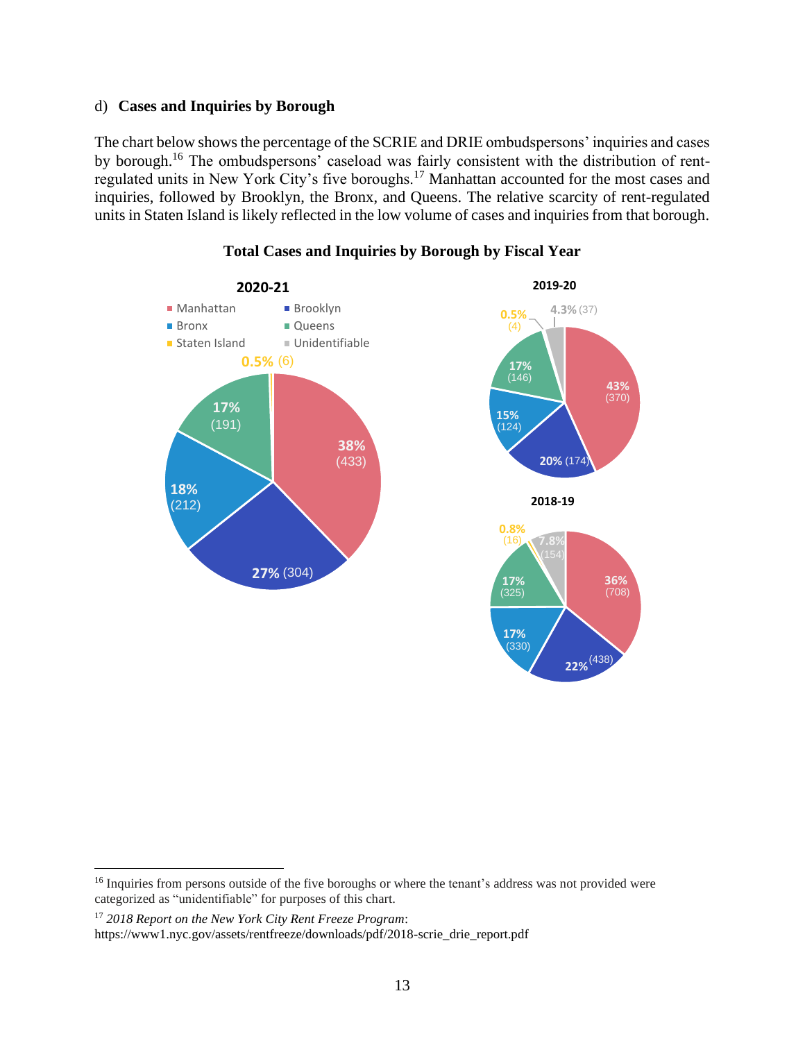d) **Cases and Inquiries by Borough**

The chart below shows the percentage of the SCRIE and DRIE ombudspersons' inquiries and cases by borough.[16] The ombudspersons' caseload was fairly consistent with the distribution of rent-regulated units in New York City's five boroughs.[17] Manhattan accounted for the most cases and inquiries, followed by Brooklyn, the Bronx, and Queens. The relative scarcity of rent-regulated units in Staten Island is likely reflected in the low volume of cases and inquiries from that borough.

**Total Cases and Inquiries by Borough by Fiscal Year**

| Borough | 2020-21 | 2019-20 | 2018-19 |
|---|---|---|---|
| Manhattan | 38% (433) | 43% (370) | 36% (708) |
| Brooklyn | 27% (304) | 20% (174) | 22% (438) |
| Bronx | 18% (212) | 15% (124) | 17% (330) |
| Queens | 17% (191) | 17% (146) | 17% (325) |
| Staten Island | 0.5% (6) | 0.5% (4) | 0.8% (16) |
| Unidentifiable | | 4.3% (37) | 7.8% (154) |

[16] Inquiries from persons outside of the five boroughs or where the tenant's address was not provided were categorized as "unidentifiable" for purposes of this chart.

[17] *2018 Report on the New York City Rent Freeze Program*: https://www1.nyc.gov/assets/rentfreeze/downloads/pdf/2018-scrie_drie_report.pdf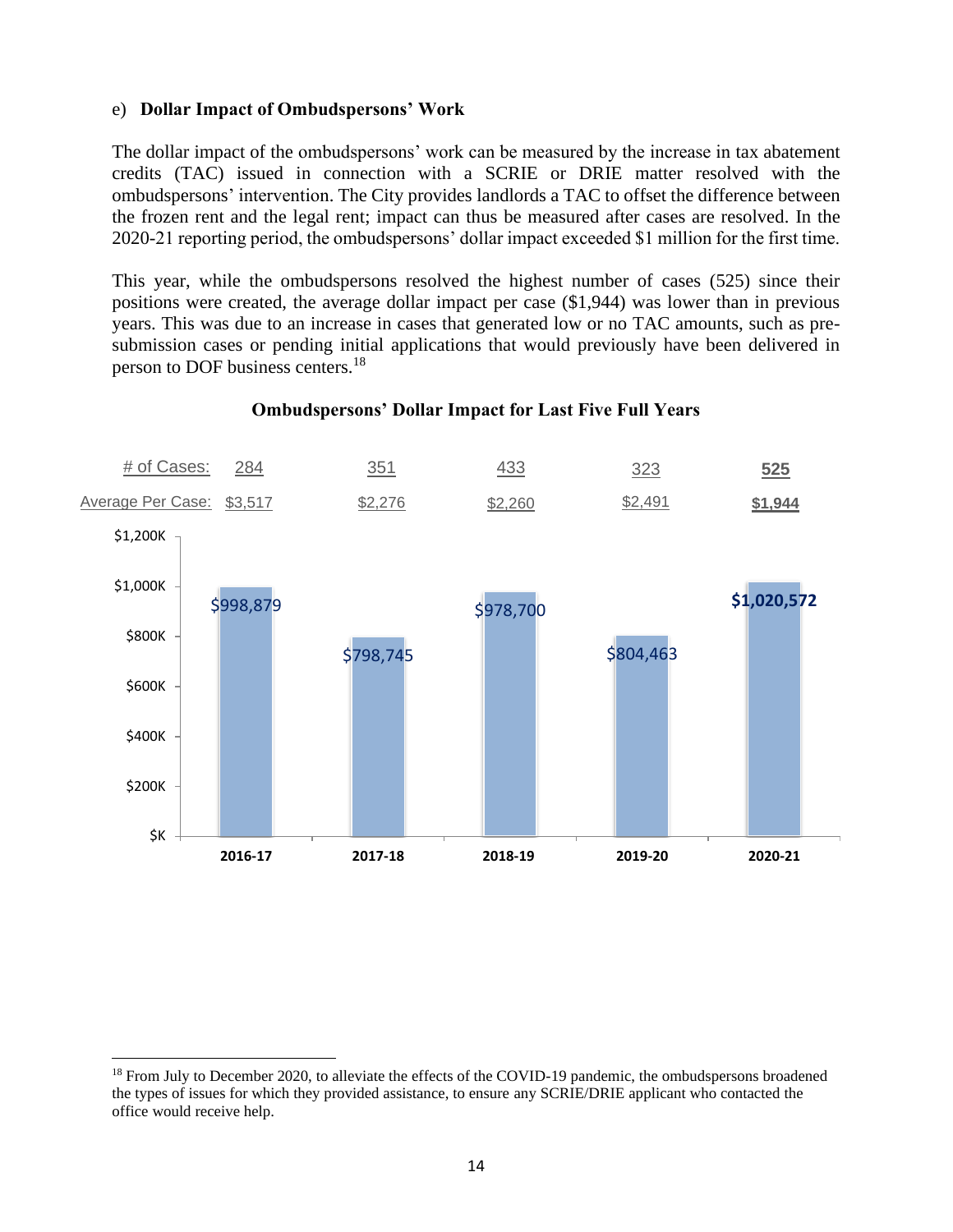e) **Dollar Impact of Ombudspersons' Work**

The dollar impact of the ombudspersons' work can be measured by the increase in tax abatement credits (TAC) issued in connection with a SCRIE or DRIE matter resolved with the ombudspersons' intervention. The City provides landlords a TAC to offset the difference between the frozen rent and the legal rent; impact can thus be measured after cases are resolved. In the 2020-21 reporting period, the ombudspersons' dollar impact exceeded $1 million for the first time.

This year, while the ombudspersons resolved the highest number of cases (525) since their positions were created, the average dollar impact per case ($1,944) was lower than in previous years. This was due to an increase in cases that generated low or no TAC amounts, such as pre-submission cases or pending initial applications that would previously have been delivered in person to DOF business centers.[18]

**Ombudspersons' Dollar Impact for Last Five Full Years**

| | 2016-17 | 2017-18 | 2018-19 | 2019-20 | 2020-21 |
|---|---|---|---|---|---|
| # of Cases: | 284 | 351 | 433 | 323 | **525** |
| Average Per Case: | $3,517 | $2,276 | $2,260 | $2,491 | **$1,944** |
| Dollar Impact | $998,879 | $798,745 | $978,700 | $804,463 | **$1,020,572** |

[18] From July to December 2020, to alleviate the effects of the COVID-19 pandemic, the ombudspersons broadened the types of issues for which they provided assistance, to ensure any SCRIE/DRIE applicant who contacted the office would receive help.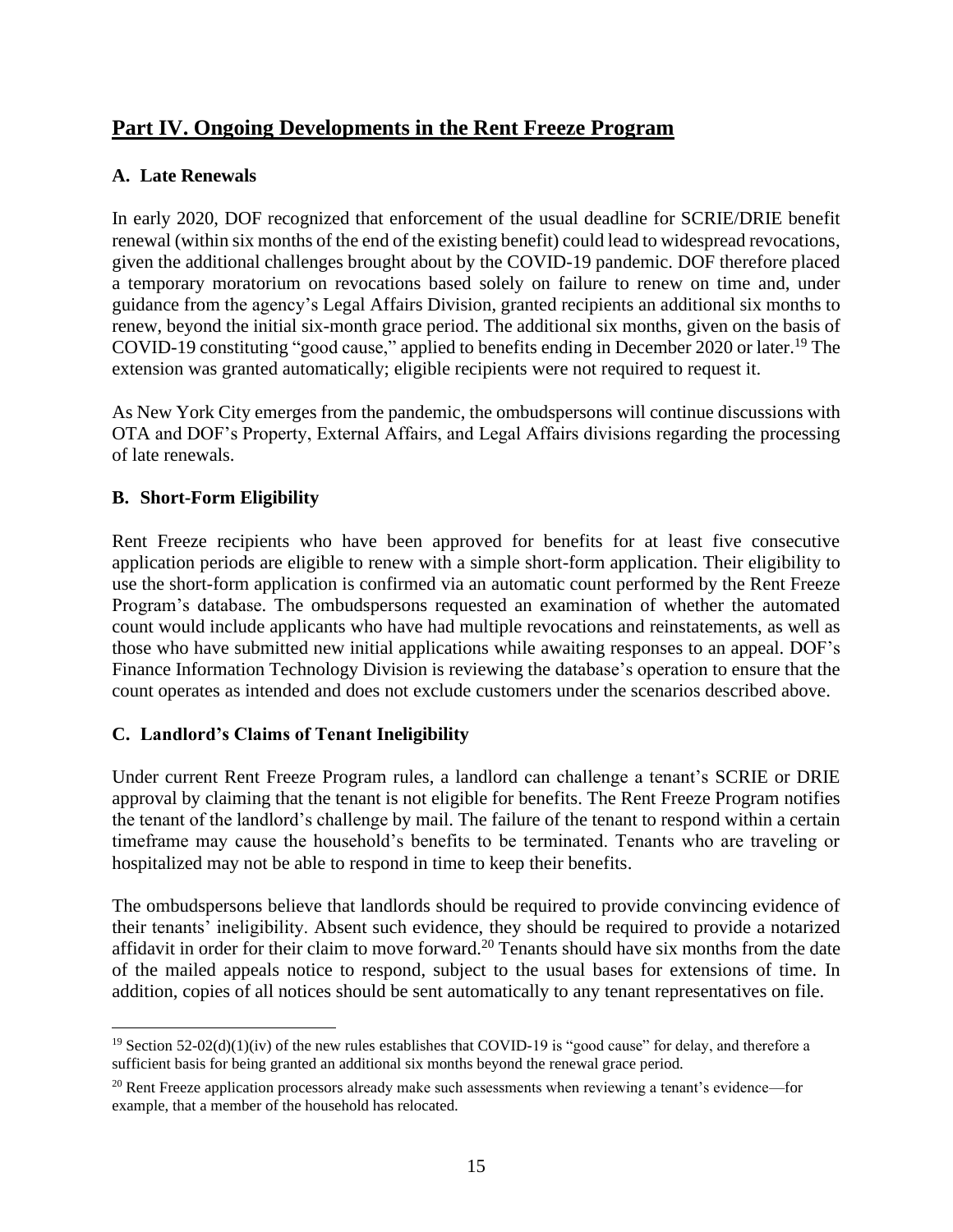## Part IV. Ongoing Developments in the Rent Freeze Program

### A. Late Renewals

In early 2020, DOF recognized that enforcement of the usual deadline for SCRIE/DRIE benefit renewal (within six months of the end of the existing benefit) could lead to widespread revocations, given the additional challenges brought about by the COVID-19 pandemic. DOF therefore placed a temporary moratorium on revocations based solely on failure to renew on time and, under guidance from the agency's Legal Affairs Division, granted recipients an additional six months to renew, beyond the initial six-month grace period. The additional six months, given on the basis of COVID-19 constituting "good cause," applied to benefits ending in December 2020 or later.[19] The extension was granted automatically; eligible recipients were not required to request it.

As New York City emerges from the pandemic, the ombudspersons will continue discussions with OTA and DOF's Property, External Affairs, and Legal Affairs divisions regarding the processing of late renewals.

### B. Short-Form Eligibility

Rent Freeze recipients who have been approved for benefits for at least five consecutive application periods are eligible to renew with a simple short-form application. Their eligibility to use the short-form application is confirmed via an automatic count performed by the Rent Freeze Program's database. The ombudspersons requested an examination of whether the automated count would include applicants who have had multiple revocations and reinstatements, as well as those who have submitted new initial applications while awaiting responses to an appeal. DOF's Finance Information Technology Division is reviewing the database's operation to ensure that the count operates as intended and does not exclude customers under the scenarios described above.

### C. Landlord's Claims of Tenant Ineligibility

Under current Rent Freeze Program rules, a landlord can challenge a tenant's SCRIE or DRIE approval by claiming that the tenant is not eligible for benefits. The Rent Freeze Program notifies the tenant of the landlord's challenge by mail. The failure of the tenant to respond within a certain timeframe may cause the household's benefits to be terminated. Tenants who are traveling or hospitalized may not be able to respond in time to keep their benefits.

The ombudspersons believe that landlords should be required to provide convincing evidence of their tenants' ineligibility. Absent such evidence, they should be required to provide a notarized affidavit in order for their claim to move forward.[20] Tenants should have six months from the date of the mailed appeals notice to respond, subject to the usual bases for extensions of time. In addition, copies of all notices should be sent automatically to any tenant representatives on file.

---

[19] Section 52-02(d)(1)(iv) of the new rules establishes that COVID-19 is "good cause" for delay, and therefore a sufficient basis for being granted an additional six months beyond the renewal grace period.

[20] Rent Freeze application processors already make such assessments when reviewing a tenant's evidence—for example, that a member of the household has relocated.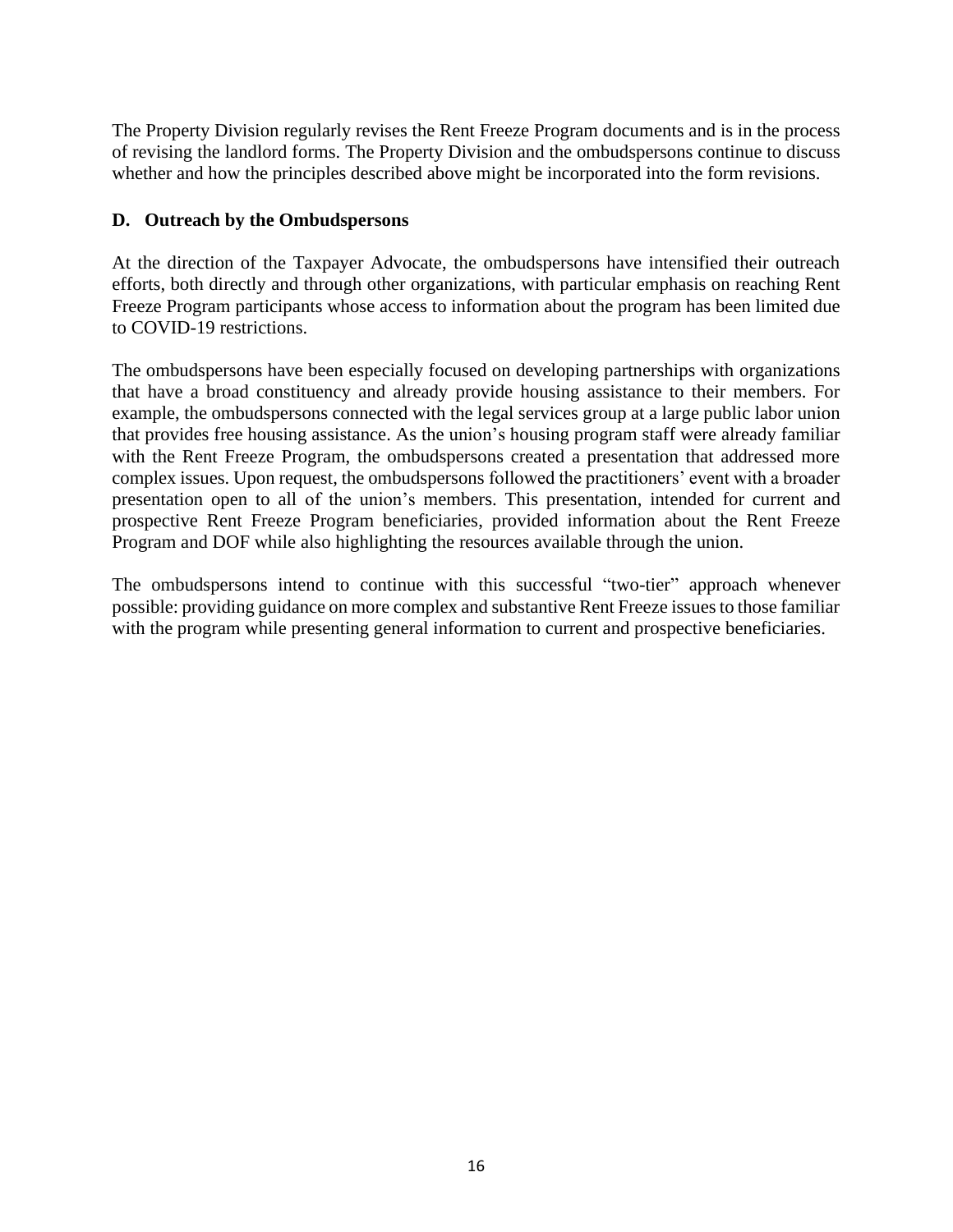The Property Division regularly revises the Rent Freeze Program documents and is in the process of revising the landlord forms. The Property Division and the ombudspersons continue to discuss whether and how the principles described above might be incorporated into the form revisions.

### D. Outreach by the Ombudspersons

At the direction of the Taxpayer Advocate, the ombudspersons have intensified their outreach efforts, both directly and through other organizations, with particular emphasis on reaching Rent Freeze Program participants whose access to information about the program has been limited due to COVID-19 restrictions.

The ombudspersons have been especially focused on developing partnerships with organizations that have a broad constituency and already provide housing assistance to their members. For example, the ombudspersons connected with the legal services group at a large public labor union that provides free housing assistance. As the union's housing program staff were already familiar with the Rent Freeze Program, the ombudspersons created a presentation that addressed more complex issues. Upon request, the ombudspersons followed the practitioners' event with a broader presentation open to all of the union's members. This presentation, intended for current and prospective Rent Freeze Program beneficiaries, provided information about the Rent Freeze Program and DOF while also highlighting the resources available through the union.

The ombudspersons intend to continue with this successful "two-tier" approach whenever possible: providing guidance on more complex and substantive Rent Freeze issues to those familiar with the program while presenting general information to current and prospective beneficiaries.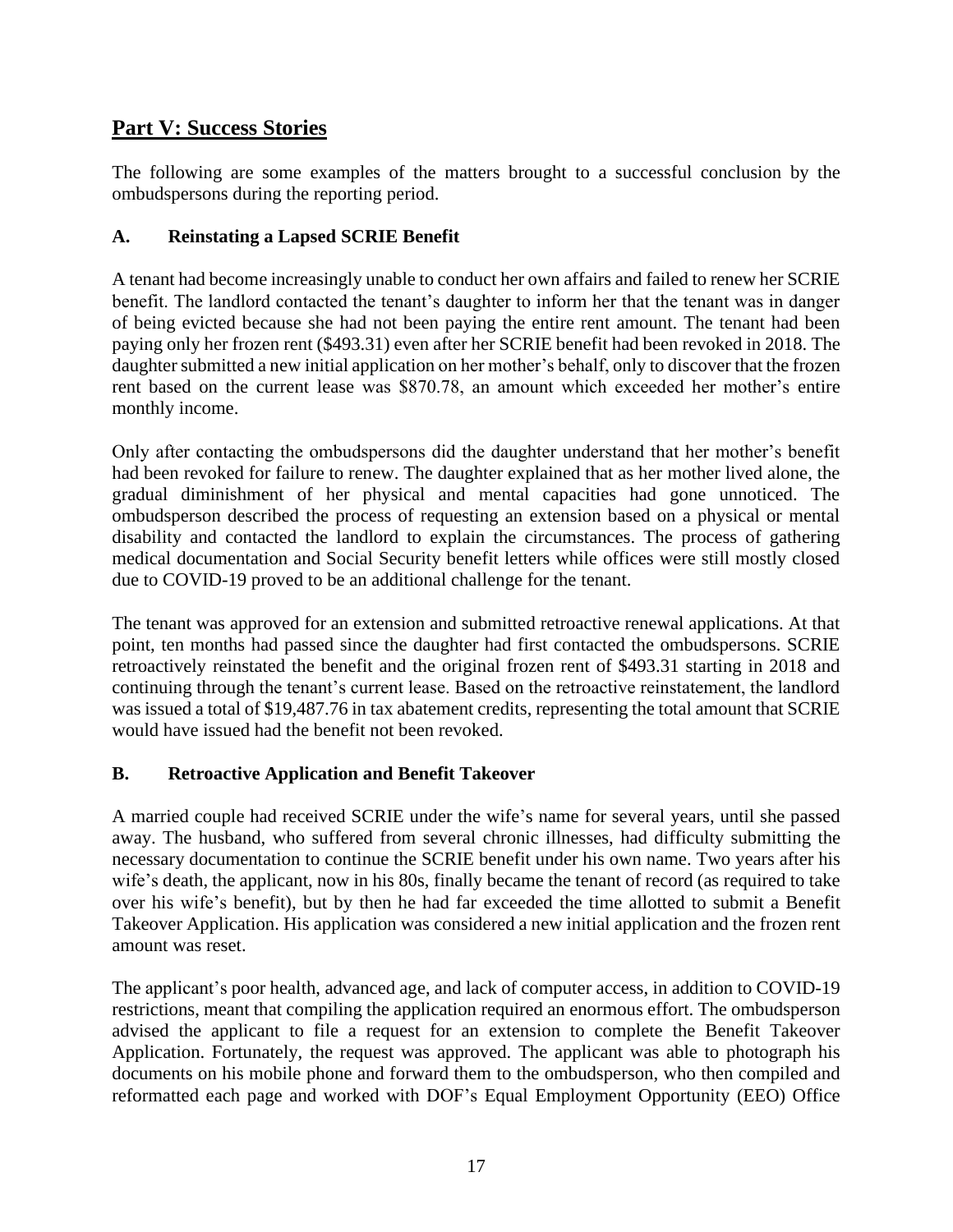## Part V: Success Stories

The following are some examples of the matters brought to a successful conclusion by the ombudspersons during the reporting period.

### A. Reinstating a Lapsed SCRIE Benefit

A tenant had become increasingly unable to conduct her own affairs and failed to renew her SCRIE benefit. The landlord contacted the tenant's daughter to inform her that the tenant was in danger of being evicted because she had not been paying the entire rent amount. The tenant had been paying only her frozen rent ($493.31) even after her SCRIE benefit had been revoked in 2018. The daughter submitted a new initial application on her mother's behalf, only to discover that the frozen rent based on the current lease was $870.78, an amount which exceeded her mother's entire monthly income.

Only after contacting the ombudspersons did the daughter understand that her mother's benefit had been revoked for failure to renew. The daughter explained that as her mother lived alone, the gradual diminishment of her physical and mental capacities had gone unnoticed. The ombudsperson described the process of requesting an extension based on a physical or mental disability and contacted the landlord to explain the circumstances. The process of gathering medical documentation and Social Security benefit letters while offices were still mostly closed due to COVID-19 proved to be an additional challenge for the tenant.

The tenant was approved for an extension and submitted retroactive renewal applications. At that point, ten months had passed since the daughter had first contacted the ombudspersons. SCRIE retroactively reinstated the benefit and the original frozen rent of $493.31 starting in 2018 and continuing through the tenant's current lease. Based on the retroactive reinstatement, the landlord was issued a total of $19,487.76 in tax abatement credits, representing the total amount that SCRIE would have issued had the benefit not been revoked.

### B. Retroactive Application and Benefit Takeover

A married couple had received SCRIE under the wife's name for several years, until she passed away. The husband, who suffered from several chronic illnesses, had difficulty submitting the necessary documentation to continue the SCRIE benefit under his own name. Two years after his wife's death, the applicant, now in his 80s, finally became the tenant of record (as required to take over his wife's benefit), but by then he had far exceeded the time allotted to submit a Benefit Takeover Application. His application was considered a new initial application and the frozen rent amount was reset.

The applicant's poor health, advanced age, and lack of computer access, in addition to COVID-19 restrictions, meant that compiling the application required an enormous effort. The ombudsperson advised the applicant to file a request for an extension to complete the Benefit Takeover Application. Fortunately, the request was approved. The applicant was able to photograph his documents on his mobile phone and forward them to the ombudsperson, who then compiled and reformatted each page and worked with DOF's Equal Employment Opportunity (EEO) Office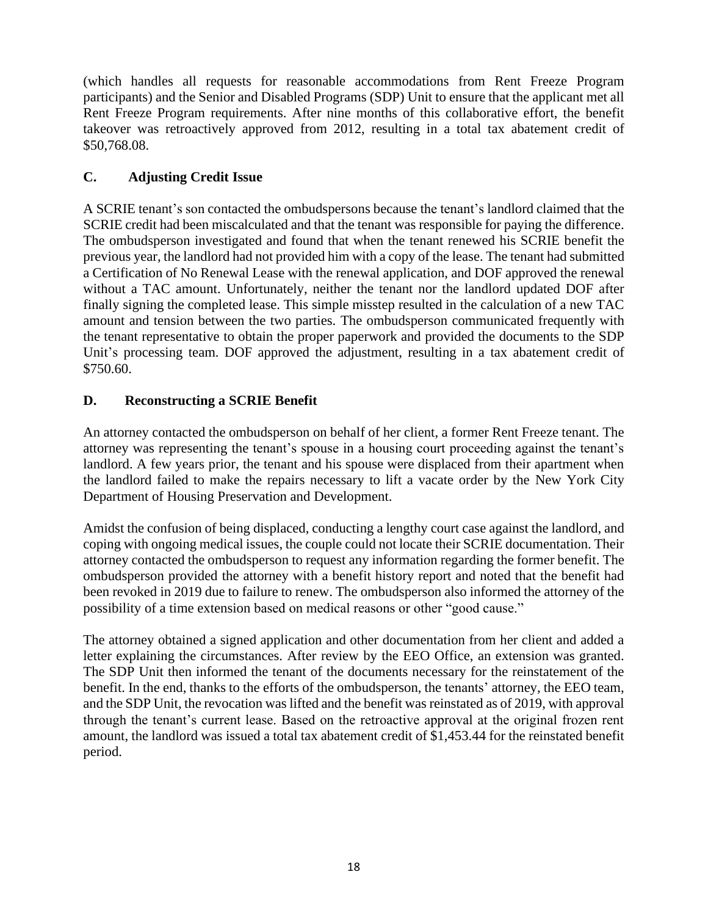(which handles all requests for reasonable accommodations from Rent Freeze Program participants) and the Senior and Disabled Programs (SDP) Unit to ensure that the applicant met all Rent Freeze Program requirements. After nine months of this collaborative effort, the benefit takeover was retroactively approved from 2012, resulting in a total tax abatement credit of $50,768.08.

### C. Adjusting Credit Issue

A SCRIE tenant's son contacted the ombudspersons because the tenant's landlord claimed that the SCRIE credit had been miscalculated and that the tenant was responsible for paying the difference. The ombudsperson investigated and found that when the tenant renewed his SCRIE benefit the previous year, the landlord had not provided him with a copy of the lease. The tenant had submitted a Certification of No Renewal Lease with the renewal application, and DOF approved the renewal without a TAC amount. Unfortunately, neither the tenant nor the landlord updated DOF after finally signing the completed lease. This simple misstep resulted in the calculation of a new TAC amount and tension between the two parties. The ombudsperson communicated frequently with the tenant representative to obtain the proper paperwork and provided the documents to the SDP Unit's processing team. DOF approved the adjustment, resulting in a tax abatement credit of $750.60.

### D. Reconstructing a SCRIE Benefit

An attorney contacted the ombudsperson on behalf of her client, a former Rent Freeze tenant. The attorney was representing the tenant's spouse in a housing court proceeding against the tenant's landlord. A few years prior, the tenant and his spouse were displaced from their apartment when the landlord failed to make the repairs necessary to lift a vacate order by the New York City Department of Housing Preservation and Development.

Amidst the confusion of being displaced, conducting a lengthy court case against the landlord, and coping with ongoing medical issues, the couple could not locate their SCRIE documentation. Their attorney contacted the ombudsperson to request any information regarding the former benefit. The ombudsperson provided the attorney with a benefit history report and noted that the benefit had been revoked in 2019 due to failure to renew. The ombudsperson also informed the attorney of the possibility of a time extension based on medical reasons or other "good cause."

The attorney obtained a signed application and other documentation from her client and added a letter explaining the circumstances. After review by the EEO Office, an extension was granted. The SDP Unit then informed the tenant of the documents necessary for the reinstatement of the benefit. In the end, thanks to the efforts of the ombudsperson, the tenants' attorney, the EEO team, and the SDP Unit, the revocation was lifted and the benefit was reinstated as of 2019, with approval through the tenant's current lease. Based on the retroactive approval at the original frozen rent amount, the landlord was issued a total tax abatement credit of $1,453.44 for the reinstated benefit period.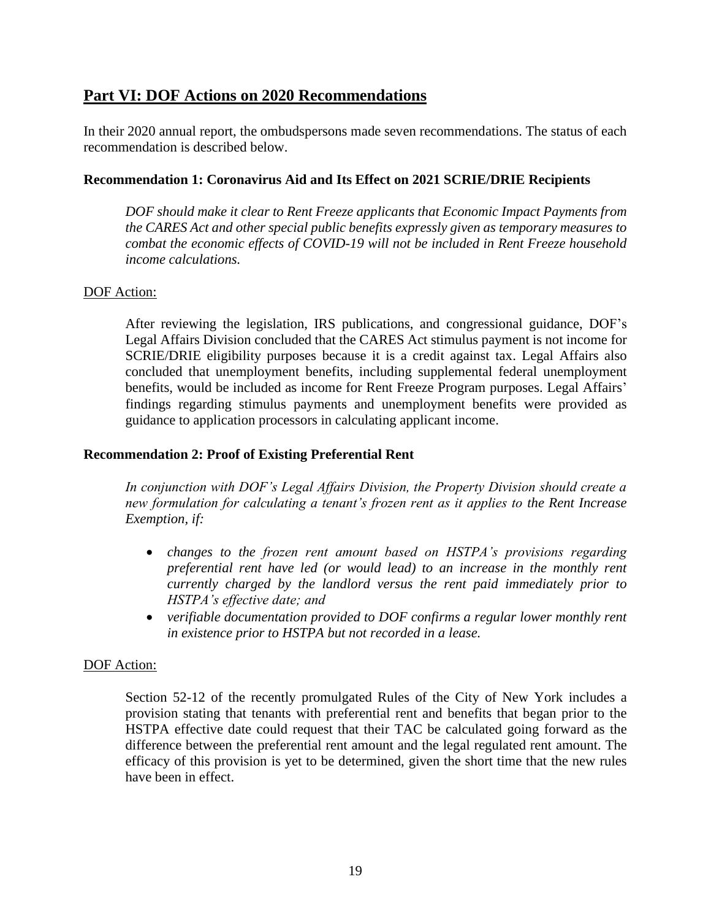## Part VI: DOF Actions on 2020 Recommendations

In their 2020 annual report, the ombudspersons made seven recommendations. The status of each recommendation is described below.

### Recommendation 1: Coronavirus Aid and Its Effect on 2021 SCRIE/DRIE Recipients

*DOF should make it clear to Rent Freeze applicants that Economic Impact Payments from the CARES Act and other special public benefits expressly given as temporary measures to combat the economic effects of COVID-19 will not be included in Rent Freeze household income calculations.*

DOF Action:

After reviewing the legislation, IRS publications, and congressional guidance, DOF's Legal Affairs Division concluded that the CARES Act stimulus payment is not income for SCRIE/DRIE eligibility purposes because it is a credit against tax. Legal Affairs also concluded that unemployment benefits, including supplemental federal unemployment benefits, would be included as income for Rent Freeze Program purposes. Legal Affairs' findings regarding stimulus payments and unemployment benefits were provided as guidance to application processors in calculating applicant income.

### Recommendation 2: Proof of Existing Preferential Rent

*In conjunction with DOF's Legal Affairs Division, the Property Division should create a new formulation for calculating a tenant's frozen rent as it applies to the Rent Increase Exemption, if:*

- *changes to the frozen rent amount based on HSTPA's provisions regarding preferential rent have led (or would lead) to an increase in the monthly rent currently charged by the landlord versus the rent paid immediately prior to HSTPA's effective date; and*
- *verifiable documentation provided to DOF confirms a regular lower monthly rent in existence prior to HSTPA but not recorded in a lease.*

DOF Action:

Section 52-12 of the recently promulgated Rules of the City of New York includes a provision stating that tenants with preferential rent and benefits that began prior to the HSTPA effective date could request that their TAC be calculated going forward as the difference between the preferential rent amount and the legal regulated rent amount. The efficacy of this provision is yet to be determined, given the short time that the new rules have been in effect.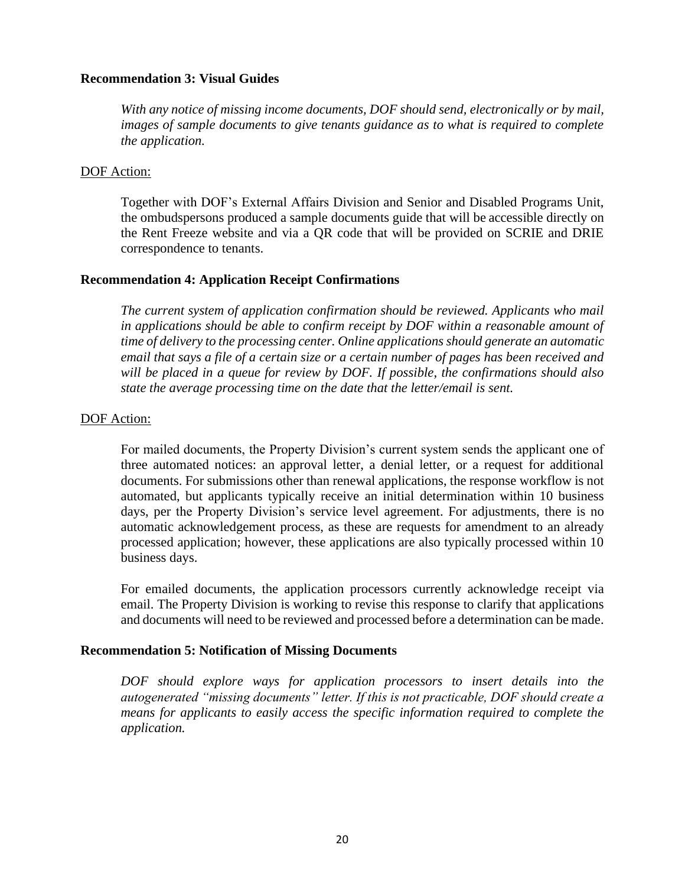**Recommendation 3: Visual Guides**

*With any notice of missing income documents, DOF should send, electronically or by mail, images of sample documents to give tenants guidance as to what is required to complete the application.*

<u>DOF Action:</u>

Together with DOF's External Affairs Division and Senior and Disabled Programs Unit, the ombudspersons produced a sample documents guide that will be accessible directly on the Rent Freeze website and via a QR code that will be provided on SCRIE and DRIE correspondence to tenants.

**Recommendation 4: Application Receipt Confirmations**

*The current system of application confirmation should be reviewed. Applicants who mail in applications should be able to confirm receipt by DOF within a reasonable amount of time of delivery to the processing center. Online applications should generate an automatic email that says a file of a certain size or a certain number of pages has been received and will be placed in a queue for review by DOF. If possible, the confirmations should also state the average processing time on the date that the letter/email is sent.*

<u>DOF Action:</u>

For mailed documents, the Property Division's current system sends the applicant one of three automated notices: an approval letter, a denial letter, or a request for additional documents. For submissions other than renewal applications, the response workflow is not automated, but applicants typically receive an initial determination within 10 business days, per the Property Division's service level agreement. For adjustments, there is no automatic acknowledgement process, as these are requests for amendment to an already processed application; however, these applications are also typically processed within 10 business days.

For emailed documents, the application processors currently acknowledge receipt via email. The Property Division is working to revise this response to clarify that applications and documents will need to be reviewed and processed before a determination can be made.

**Recommendation 5: Notification of Missing Documents**

*DOF should explore ways for application processors to insert details into the autogenerated "missing documents" letter. If this is not practicable, DOF should create a means for applicants to easily access the specific information required to complete the application.*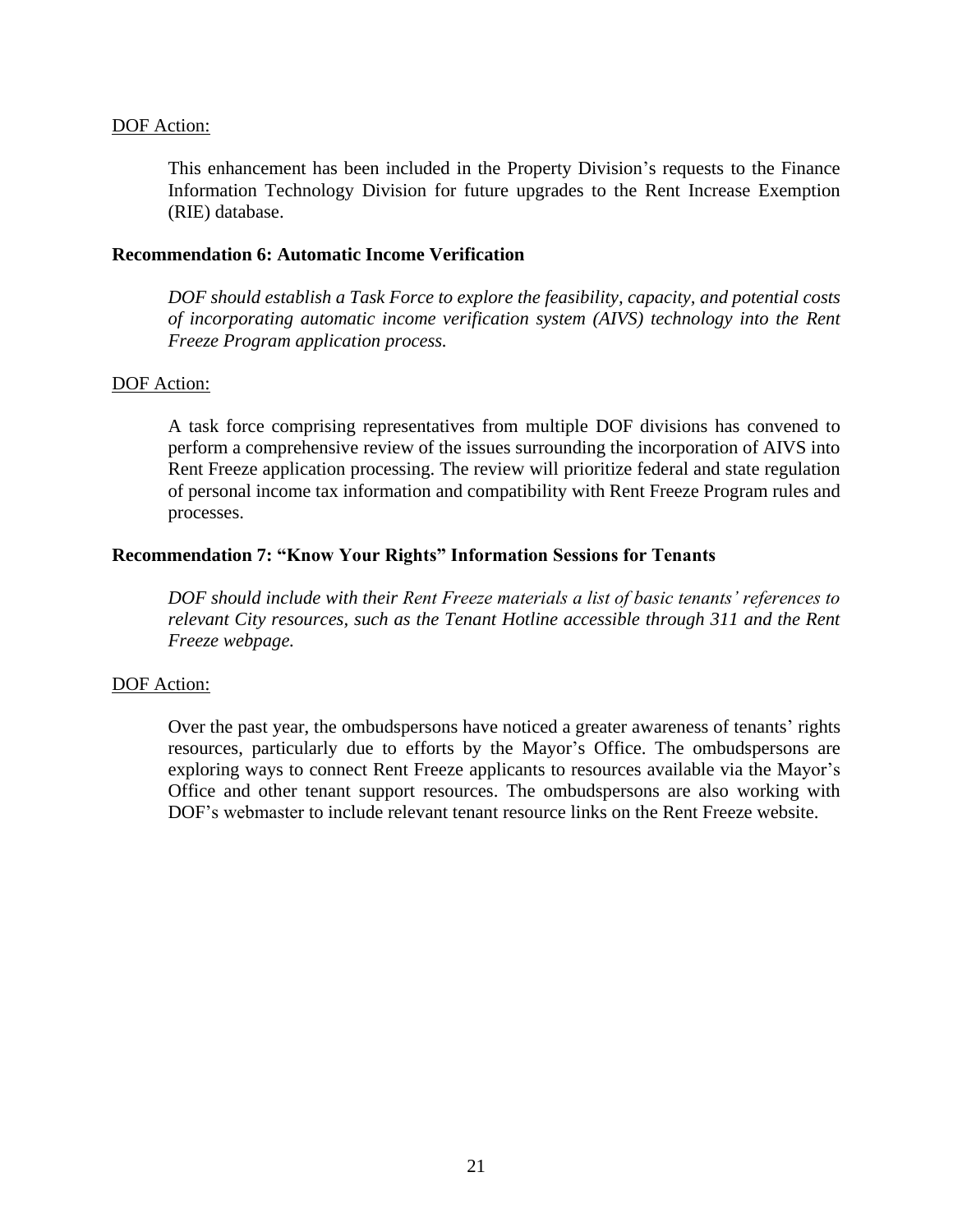DOF Action:

This enhancement has been included in the Property Division's requests to the Finance Information Technology Division for future upgrades to the Rent Increase Exemption (RIE) database.

**Recommendation 6: Automatic Income Verification**

*DOF should establish a Task Force to explore the feasibility, capacity, and potential costs of incorporating automatic income verification system (AIVS) technology into the Rent Freeze Program application process.*

DOF Action:

A task force comprising representatives from multiple DOF divisions has convened to perform a comprehensive review of the issues surrounding the incorporation of AIVS into Rent Freeze application processing. The review will prioritize federal and state regulation of personal income tax information and compatibility with Rent Freeze Program rules and processes.

**Recommendation 7: "Know Your Rights" Information Sessions for Tenants**

*DOF should include with their Rent Freeze materials a list of basic tenants' references to relevant City resources, such as the Tenant Hotline accessible through 311 and the Rent Freeze webpage.*

DOF Action:

Over the past year, the ombudspersons have noticed a greater awareness of tenants' rights resources, particularly due to efforts by the Mayor's Office. The ombudspersons are exploring ways to connect Rent Freeze applicants to resources available via the Mayor's Office and other tenant support resources. The ombudspersons are also working with DOF's webmaster to include relevant tenant resource links on the Rent Freeze website.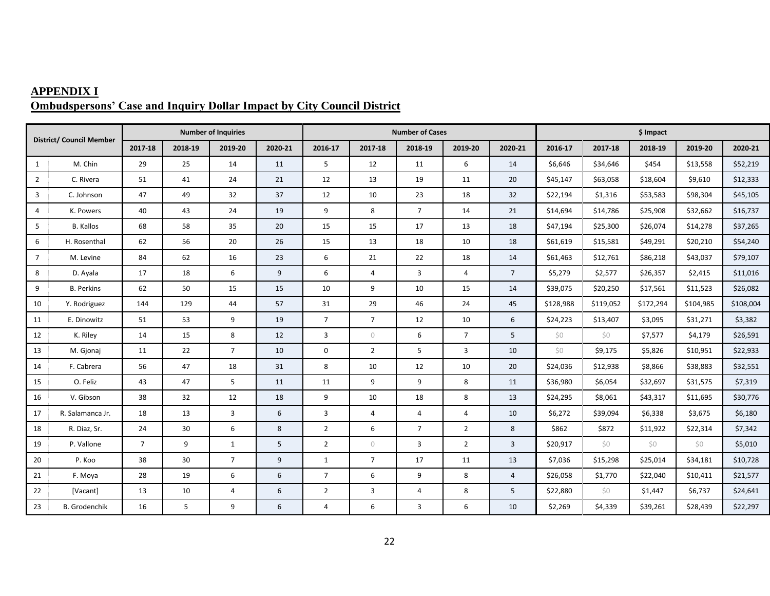**APPENDIX I**

**Ombudspersons' Case and Inquiry Dollar Impact by City Council District**

| District/ Council Member | | Number of Inquiries | | | | Number of Cases | | | | | $ Impact | | | | |
|---|---|---|---|---|---|---|---|---|---|---|---|---|---|---|---|
| | | 2017-18 | 2018-19 | 2019-20 | 2020-21 | 2016-17 | 2017-18 | 2018-19 | 2019-20 | 2020-21 | 2016-17 | 2017-18 | 2018-19 | 2019-20 | 2020-21 |
| 1 | M. Chin | 29 | 25 | 14 | 11 | 5 | 12 | 11 | 6 | 14 | $6,646 | $34,646 | $454 | $13,558 | $52,219 |
| 2 | C. Rivera | 51 | 41 | 24 | 21 | 12 | 13 | 19 | 11 | 20 | $45,147 | $63,058 | $18,604 | $9,610 | $12,333 |
| 3 | C. Johnson | 47 | 49 | 32 | 37 | 12 | 10 | 23 | 18 | 32 | $22,194 | $1,316 | $53,583 | $98,304 | $45,105 |
| 4 | K. Powers | 40 | 43 | 24 | 19 | 9 | 8 | 7 | 14 | 21 | $14,694 | $14,786 | $25,908 | $32,662 | $16,737 |
| 5 | B. Kallos | 68 | 58 | 35 | 20 | 15 | 15 | 17 | 13 | 18 | $47,194 | $25,300 | $26,074 | $14,278 | $37,265 |
| 6 | H. Rosenthal | 62 | 56 | 20 | 26 | 15 | 13 | 18 | 10 | 18 | $61,619 | $15,581 | $49,291 | $20,210 | $54,240 |
| 7 | M. Levine | 84 | 62 | 16 | 23 | 6 | 21 | 22 | 18 | 14 | $61,463 | $12,761 | $86,218 | $43,037 | $79,107 |
| 8 | D. Ayala | 17 | 18 | 6 | 9 | 6 | 4 | 3 | 4 | 7 | $5,279 | $2,577 | $26,357 | $2,415 | $11,016 |
| 9 | B. Perkins | 62 | 50 | 15 | 15 | 10 | 9 | 10 | 15 | 14 | $39,075 | $20,250 | $17,561 | $11,523 | $26,082 |
| 10 | Y. Rodriguez | 144 | 129 | 44 | 57 | 31 | 29 | 46 | 24 | 45 | $128,988 | $119,052 | $172,294 | $104,985 | $108,004 |
| 11 | E. Dinowitz | 51 | 53 | 9 | 19 | 7 | 7 | 12 | 10 | 6 | $24,223 | $13,407 | $3,095 | $31,271 | $3,382 |
| 12 | K. Riley | 14 | 15 | 8 | 12 | 3 | 0 | 6 | 7 | 5 | $0 | $0 | $7,577 | $4,179 | $26,591 |
| 13 | M. Gjonaj | 11 | 22 | 7 | 10 | 0 | 2 | 5 | 3 | 10 | $0 | $9,175 | $5,826 | $10,951 | $22,933 |
| 14 | F. Cabrera | 56 | 47 | 18 | 31 | 8 | 10 | 12 | 10 | 20 | $24,036 | $12,938 | $8,866 | $38,883 | $32,551 |
| 15 | O. Feliz | 43 | 47 | 5 | 11 | 11 | 9 | 9 | 8 | 11 | $36,980 | $6,054 | $32,697 | $31,575 | $7,319 |
| 16 | V. Gibson | 38 | 32 | 12 | 18 | 9 | 10 | 18 | 8 | 13 | $24,295 | $8,061 | $43,317 | $11,695 | $30,776 |
| 17 | R. Salamanca Jr. | 18 | 13 | 3 | 6 | 3 | 4 | 4 | 4 | 10 | $6,272 | $39,094 | $6,338 | $3,675 | $6,180 |
| 18 | R. Diaz, Sr. | 24 | 30 | 6 | 8 | 2 | 6 | 7 | 2 | 8 | $862 | $872 | $11,922 | $22,314 | $7,342 |
| 19 | P. Vallone | 7 | 9 | 1 | 5 | 2 | 0 | 3 | 2 | 3 | $20,917 | $0 | $0 | $0 | $5,010 |
| 20 | P. Koo | 38 | 30 | 7 | 9 | 1 | 7 | 17 | 11 | 13 | $7,036 | $15,298 | $25,014 | $34,181 | $10,728 |
| 21 | F. Moya | 28 | 19 | 6 | 6 | 7 | 6 | 9 | 8 | 4 | $26,058 | $1,770 | $22,040 | $10,411 | $21,577 |
| 22 | [Vacant] | 13 | 10 | 4 | 6 | 2 | 3 | 4 | 8 | 5 | $22,880 | $0 | $1,447 | $6,737 | $24,641 |
| 23 | B. Grodenchik | 16 | 5 | 9 | 6 | 4 | 6 | 3 | 6 | 10 | $2,269 | $4,339 | $39,261 | $28,439 | $22,297 |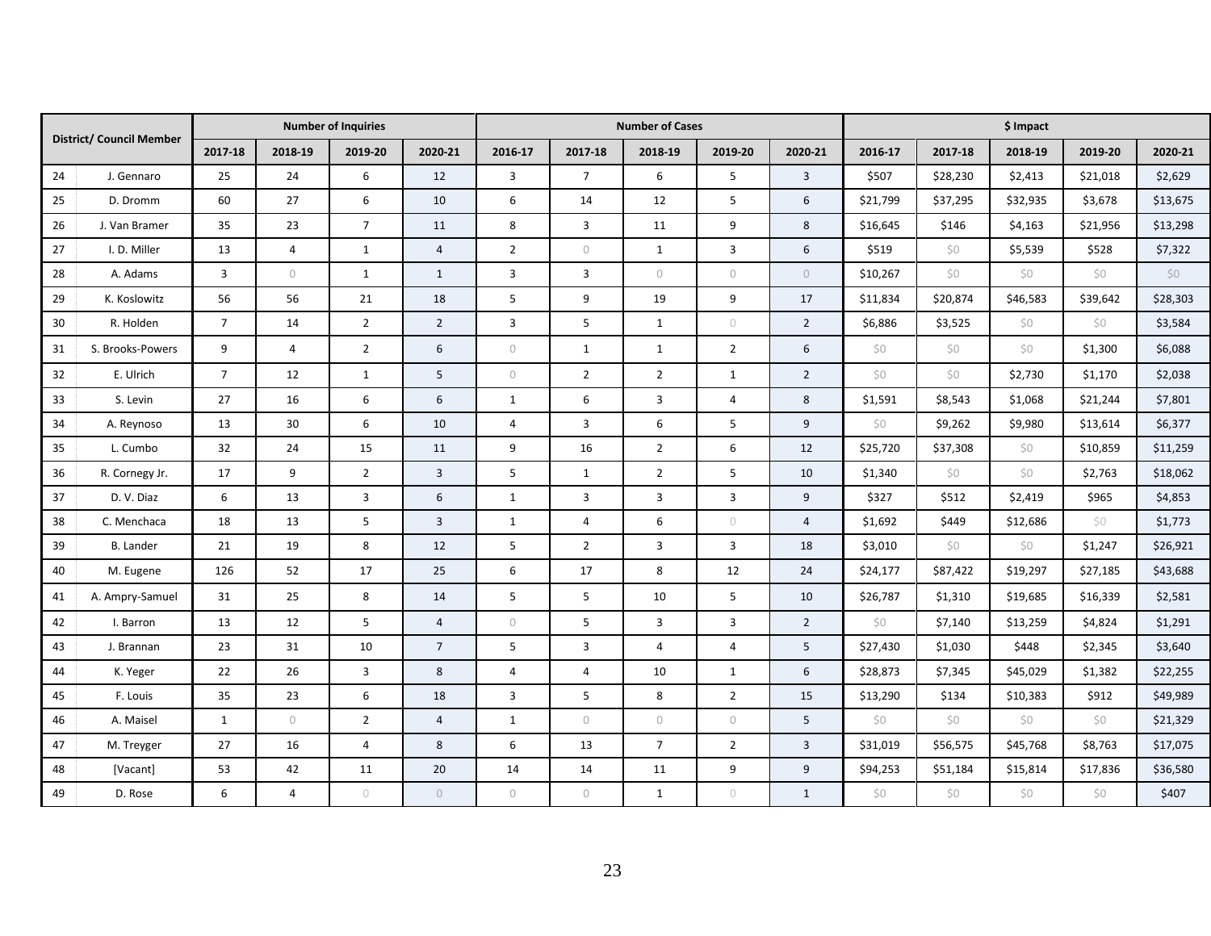| District/ Council Member | | Number of Inquiries | | | | Number of Cases | | | | | $ Impact | | | | |
|---|---|---|---|---|---|---|---|---|---|---|---|---|---|---|---|
| | | 2017-18 | 2018-19 | 2019-20 | 2020-21 | 2016-17 | 2017-18 | 2018-19 | 2019-20 | 2020-21 | 2016-17 | 2017-18 | 2018-19 | 2019-20 | 2020-21 |
| 24 | J. Gennaro | 25 | 24 | 6 | 12 | 3 | 7 | 6 | 5 | 3 | $507 | $28,230 | $2,413 | $21,018 | $2,629 |
| 25 | D. Dromm | 60 | 27 | 6 | 10 | 6 | 14 | 12 | 5 | 6 | $21,799 | $37,295 | $32,935 | $3,678 | $13,675 |
| 26 | J. Van Bramer | 35 | 23 | 7 | 11 | 8 | 3 | 11 | 9 | 8 | $16,645 | $146 | $4,163 | $21,956 | $13,298 |
| 27 | I. D. Miller | 13 | 4 | 1 | 4 | 2 | 0 | 1 | 3 | 6 | $519 | $0 | $5,539 | $528 | $7,322 |
| 28 | A. Adams | 3 | 0 | 1 | 1 | 3 | 3 | 0 | 0 | 0 | $10,267 | $0 | $0 | $0 | $0 |
| 29 | K. Koslowitz | 56 | 56 | 21 | 18 | 5 | 9 | 19 | 9 | 17 | $11,834 | $20,874 | $46,583 | $39,642 | $28,303 |
| 30 | R. Holden | 7 | 14 | 2 | 2 | 3 | 5 | 1 | 0 | 2 | $6,886 | $3,525 | $0 | $0 | $3,584 |
| 31 | S. Brooks-Powers | 9 | 4 | 2 | 6 | 0 | 1 | 1 | 2 | 6 | $0 | $0 | $0 | $1,300 | $6,088 |
| 32 | E. Ulrich | 7 | 12 | 1 | 5 | 0 | 2 | 2 | 1 | 2 | $0 | $0 | $2,730 | $1,170 | $2,038 |
| 33 | S. Levin | 27 | 16 | 6 | 6 | 1 | 6 | 3 | 4 | 8 | $1,591 | $8,543 | $1,068 | $21,244 | $7,801 |
| 34 | A. Reynoso | 13 | 30 | 6 | 10 | 4 | 3 | 6 | 5 | 9 | $0 | $9,262 | $9,980 | $13,614 | $6,377 |
| 35 | L. Cumbo | 32 | 24 | 15 | 11 | 9 | 16 | 2 | 6 | 12 | $25,720 | $37,308 | $0 | $10,859 | $11,259 |
| 36 | R. Cornegy Jr. | 17 | 9 | 2 | 3 | 5 | 1 | 2 | 5 | 10 | $1,340 | $0 | $0 | $2,763 | $18,062 |
| 37 | D. V. Diaz | 6 | 13 | 3 | 6 | 1 | 3 | 3 | 3 | 9 | $327 | $512 | $2,419 | $965 | $4,853 |
| 38 | C. Menchaca | 18 | 13 | 5 | 3 | 1 | 4 | 6 | 0 | 4 | $1,692 | $449 | $12,686 | $0 | $1,773 |
| 39 | B. Lander | 21 | 19 | 8 | 12 | 5 | 2 | 3 | 3 | 18 | $3,010 | $0 | $0 | $1,247 | $26,921 |
| 40 | M. Eugene | 126 | 52 | 17 | 25 | 6 | 17 | 8 | 12 | 24 | $24,177 | $87,422 | $19,297 | $27,185 | $43,688 |
| 41 | A. Ampry-Samuel | 31 | 25 | 8 | 14 | 5 | 5 | 10 | 5 | 10 | $26,787 | $1,310 | $19,685 | $16,339 | $2,581 |
| 42 | I. Barron | 13 | 12 | 5 | 4 | 0 | 5 | 3 | 3 | 2 | $0 | $7,140 | $13,259 | $4,824 | $1,291 |
| 43 | J. Brannan | 23 | 31 | 10 | 7 | 5 | 3 | 4 | 4 | 5 | $27,430 | $1,030 | $448 | $2,345 | $3,640 |
| 44 | K. Yeger | 22 | 26 | 3 | 8 | 4 | 4 | 10 | 1 | 6 | $28,873 | $7,345 | $45,029 | $1,382 | $22,255 |
| 45 | F. Louis | 35 | 23 | 6 | 18 | 3 | 5 | 8 | 2 | 15 | $13,290 | $134 | $10,383 | $912 | $49,989 |
| 46 | A. Maisel | 1 | 0 | 2 | 4 | 1 | 0 | 0 | 0 | 5 | $0 | $0 | $0 | $0 | $21,329 |
| 47 | M. Treyger | 27 | 16 | 4 | 8 | 6 | 13 | 7 | 2 | 3 | $31,019 | $56,575 | $45,768 | $8,763 | $17,075 |
| 48 | [Vacant] | 53 | 42 | 11 | 20 | 14 | 14 | 11 | 9 | 9 | $94,253 | $51,184 | $15,814 | $17,836 | $36,580 |
| 49 | D. Rose | 6 | 4 | 0 | 0 | 0 | 0 | 1 | 0 | 1 | $0 | $0 | $0 | $0 | $407 |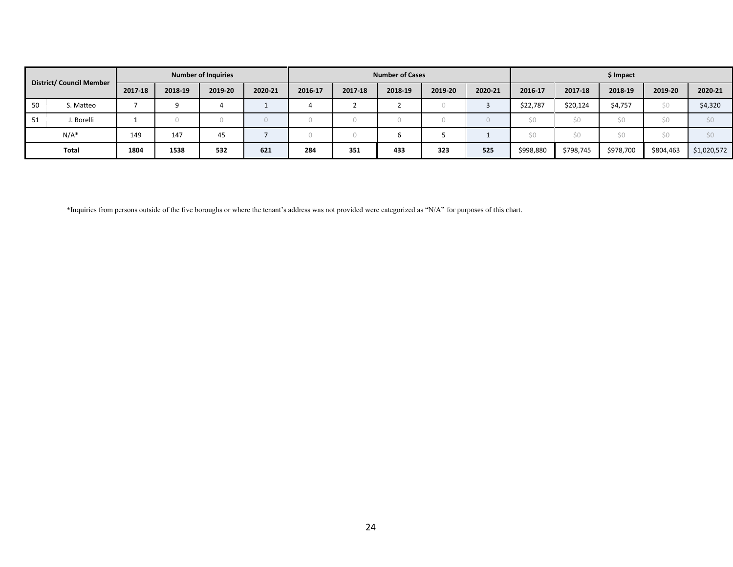| District/ Council Member | | Number of Inquiries | | | | Number of Cases | | | | | $ Impact | | | | |
|---|---|---|---|---|---|---|---|---|---|---|---|---|---|---|---|
| | | 2017-18 | 2018-19 | 2019-20 | 2020-21 | 2016-17 | 2017-18 | 2018-19 | 2019-20 | 2020-21 | 2016-17 | 2017-18 | 2018-19 | 2019-20 | 2020-21 |
| 50 | S. Matteo | 7 | 9 | 4 | 1 | 4 | 2 | 2 | 0 | 3 | $22,787 | $20,124 | $4,757 | $0 | $4,320 |
| 51 | J. Borelli | 1 | 0 | 0 | 0 | 0 | 0 | 0 | 0 | 0 | $0 | $0 | $0 | $0 | $0 |
| N/A* | | 149 | 147 | 45 | 7 | 0 | 0 | 6 | 5 | 1 | $0 | $0 | $0 | $0 | $0 |
| **Total** | | **1804** | **1538** | **532** | **621** | **284** | **351** | **433** | **323** | **525** | $998,880 | $798,745 | $978,700 | $804,463 | $1,020,572 |

*Inquiries from persons outside of the five boroughs or where the tenant's address was not provided were categorized as "N/A" for purposes of this chart.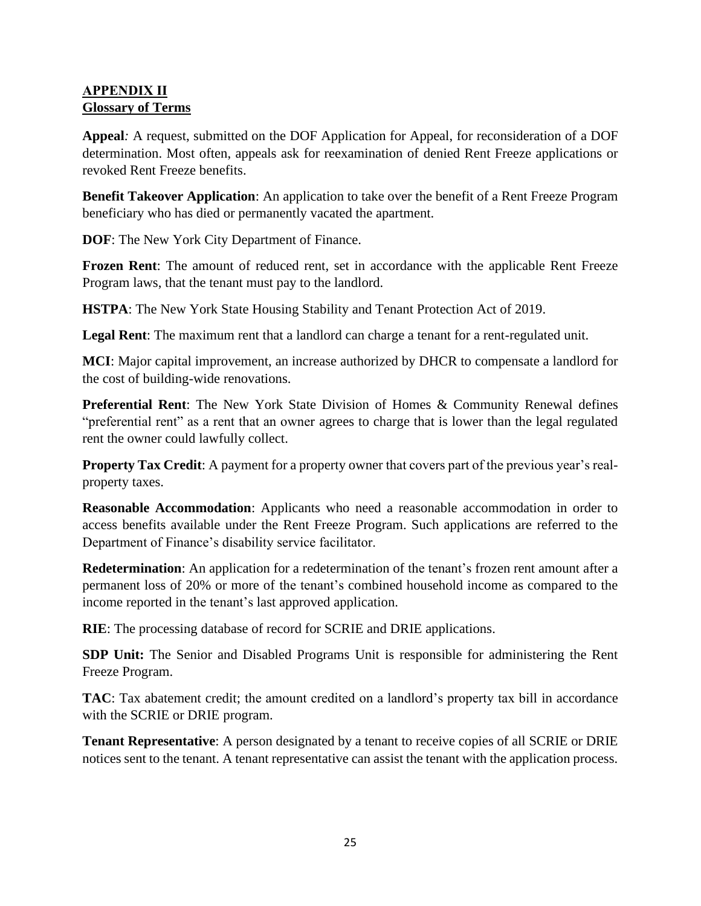## APPENDIX II
## Glossary of Terms

**Appeal**: A request, submitted on the DOF Application for Appeal, for reconsideration of a DOF determination. Most often, appeals ask for reexamination of denied Rent Freeze applications or revoked Rent Freeze benefits.

**Benefit Takeover Application**: An application to take over the benefit of a Rent Freeze Program beneficiary who has died or permanently vacated the apartment.

**DOF**: The New York City Department of Finance.

**Frozen Rent**: The amount of reduced rent, set in accordance with the applicable Rent Freeze Program laws, that the tenant must pay to the landlord.

**HSTPA**: The New York State Housing Stability and Tenant Protection Act of 2019.

**Legal Rent**: The maximum rent that a landlord can charge a tenant for a rent-regulated unit.

**MCI**: Major capital improvement, an increase authorized by DHCR to compensate a landlord for the cost of building-wide renovations.

**Preferential Rent**: The New York State Division of Homes & Community Renewal defines "preferential rent" as a rent that an owner agrees to charge that is lower than the legal regulated rent the owner could lawfully collect.

**Property Tax Credit**: A payment for a property owner that covers part of the previous year's real-property taxes.

**Reasonable Accommodation**: Applicants who need a reasonable accommodation in order to access benefits available under the Rent Freeze Program. Such applications are referred to the Department of Finance's disability service facilitator.

**Redetermination**: An application for a redetermination of the tenant's frozen rent amount after a permanent loss of 20% or more of the tenant's combined household income as compared to the income reported in the tenant's last approved application.

**RIE**: The processing database of record for SCRIE and DRIE applications.

**SDP Unit:** The Senior and Disabled Programs Unit is responsible for administering the Rent Freeze Program.

**TAC**: Tax abatement credit; the amount credited on a landlord's property tax bill in accordance with the SCRIE or DRIE program.

**Tenant Representative**: A person designated by a tenant to receive copies of all SCRIE or DRIE notices sent to the tenant. A tenant representative can assist the tenant with the application process.